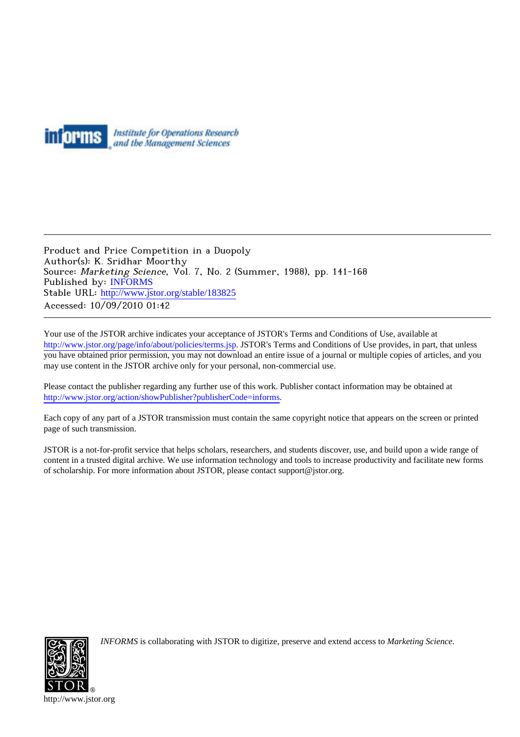Product and Price Competition in a Duopoly
Author(s): K. Sridhar Moorthy
Source: *Marketing Science*, Vol. 7, No. 2 (Summer, 1988), pp. 141-168
Published by: INFORMS
Stable URL: http://www.jstor.org/stable/183825
Accessed: 10/09/2010 01:42

---

Your use of the JSTOR archive indicates your acceptance of JSTOR's Terms and Conditions of Use, available at http://www.jstor.org/page/info/about/policies/terms.jsp. JSTOR's Terms and Conditions of Use provides, in part, that unless you have obtained prior permission, you may not download an entire issue of a journal or multiple copies of articles, and you may use content in the JSTOR archive only for your personal, non-commercial use.

Please contact the publisher regarding any further use of this work. Publisher contact information may be obtained at http://www.jstor.org/action/showPublisher?publisherCode=informs.

Each copy of any part of a JSTOR transmission must contain the same copyright notice that appears on the screen or printed page of such transmission.

JSTOR is a not-for-profit service that helps scholars, researchers, and students discover, use, and build upon a wide range of content in a trusted digital archive. We use information technology and tools to increase productivity and facilitate new forms of scholarship. For more information about JSTOR, please contact support@jstor.org.

*INFORMS* is collaborating with JSTOR to digitize, preserve and extend access to *Marketing Science.*

http://www.jstor.org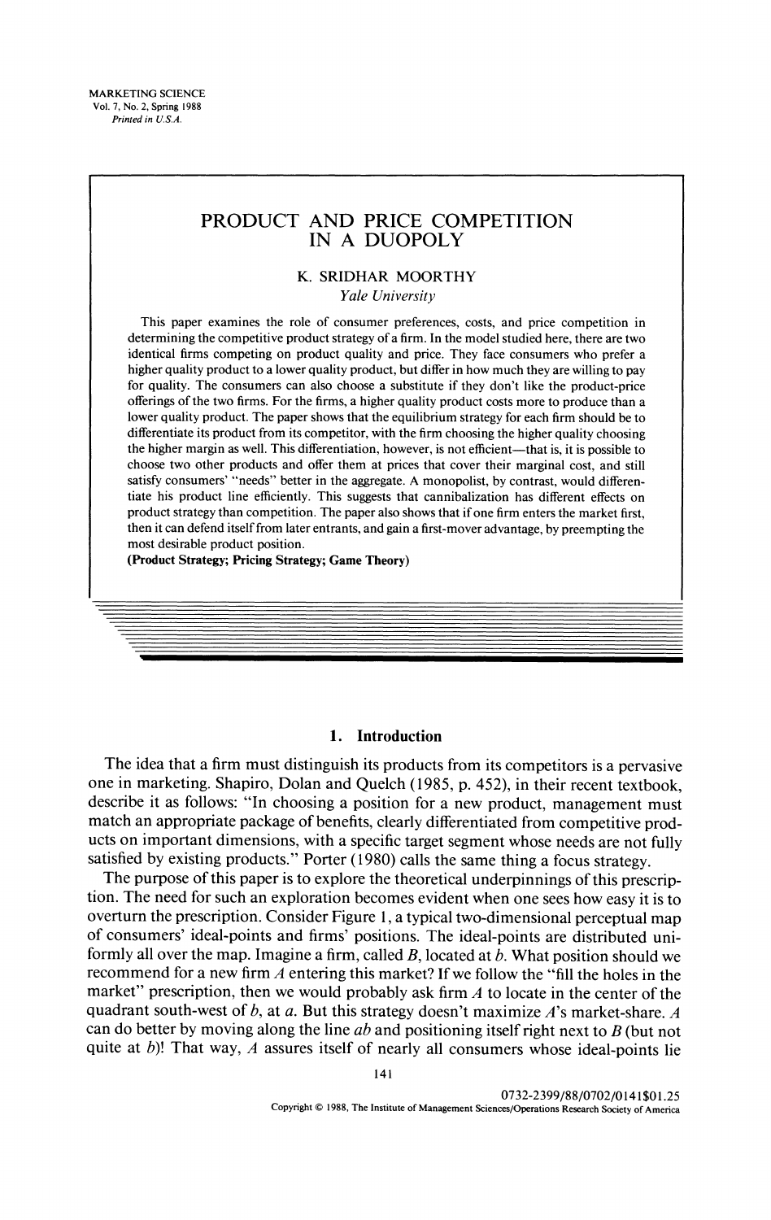# PRODUCT AND PRICE COMPETITION IN A DUOPOLY

K. SRIDHAR MOORTHY

*Yale University*

This paper examines the role of consumer preferences, costs, and price competition in determining the competitive product strategy of a firm. In the model studied here, there are two identical firms competing on product quality and price. They face consumers who prefer a higher quality product to a lower quality product, but differ in how much they are willing to pay for quality. The consumers can also choose a substitute if they don't like the product-price offerings of the two firms. For the firms, a higher quality product costs more to produce than a lower quality product. The paper shows that the equilibrium strategy for each firm should be to differentiate its product from its competitor, with the firm choosing the higher quality choosing the higher margin as well. This differentiation, however, is not efficient—that is, it is possible to choose two other products and offer them at prices that cover their marginal cost, and still satisfy consumers' "needs" better in the aggregate. A monopolist, by contrast, would differentiate his product line efficiently. This suggests that cannibalization has different effects on product strategy than competition. The paper also shows that if one firm enters the market first, then it can defend itself from later entrants, and gain a first-mover advantage, by preempting the most desirable product position.

**(Product Strategy; Pricing Strategy; Game Theory)**

## 1. Introduction

The idea that a firm must distinguish its products from its competitors is a pervasive one in marketing. Shapiro, Dolan and Quelch (1985, p. 452), in their recent textbook, describe it as follows: "In choosing a position for a new product, management must match an appropriate package of benefits, clearly differentiated from competitive products on important dimensions, with a specific target segment whose needs are not fully satisfied by existing products." Porter (1980) calls the same thing a focus strategy.

The purpose of this paper is to explore the theoretical underpinnings of this prescription. The need for such an exploration becomes evident when one sees how easy it is to overturn the prescription. Consider Figure 1, a typical two-dimensional perceptual map of consumers' ideal-points and firms' positions. The ideal-points are distributed uniformly all over the map. Imagine a firm, called *B*, located at *b*. What position should we recommend for a new firm *A* entering this market? If we follow the "fill the holes in the market" prescription, then we would probably ask firm *A* to locate in the center of the quadrant south-west of *b*, at *a*. But this strategy doesn't maximize *A*'s market-share. *A* can do better by moving along the line *ab* and positioning itself right next to *B* (but not quite at *b*)! That way, *A* assures itself of nearly all consumers whose ideal-points lie

0732-2399/88/0702/0141$01.25

Copyright © 1988, The Institute of Management Sciences/Operations Research Society of America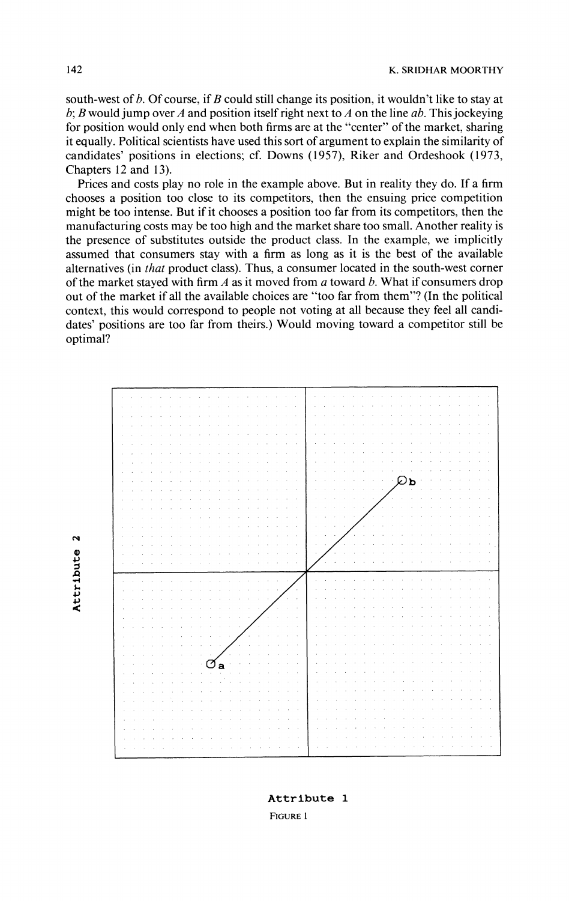south-west of $b$. Of course, if $B$ could still change its position, it wouldn't like to stay at $b$; $B$ would jump over $A$ and position itself right next to $A$ on the line $ab$. This jockeying for position would only end when both firms are at the "center" of the market, sharing it equally. Political scientists have used this sort of argument to explain the similarity of candidates' positions in elections; cf. Downs (1957), Riker and Ordeshook (1973, Chapters 12 and 13).

Prices and costs play no role in the example above. But in reality they do. If a firm chooses a position too close to its competitors, then the ensuing price competition might be too intense. But if it chooses a position too far from its competitors, then the manufacturing costs may be too high and the market share too small. Another reality is the presence of substitutes outside the product class. In the example, we implicitly assumed that consumers stay with a firm as long as it is the best of the available alternatives (in *that* product class). Thus, a consumer located in the south-west corner of the market stayed with firm $A$ as it moved from $a$ toward $b$. What if consumers drop out of the market if all the available choices are "too far from them"? (In the political context, this would correspond to people not voting at all because they feel all candidates' positions are too far from theirs.) Would moving toward a competitor still be optimal?

Attribute 2

Attribute 1

FIGURE 1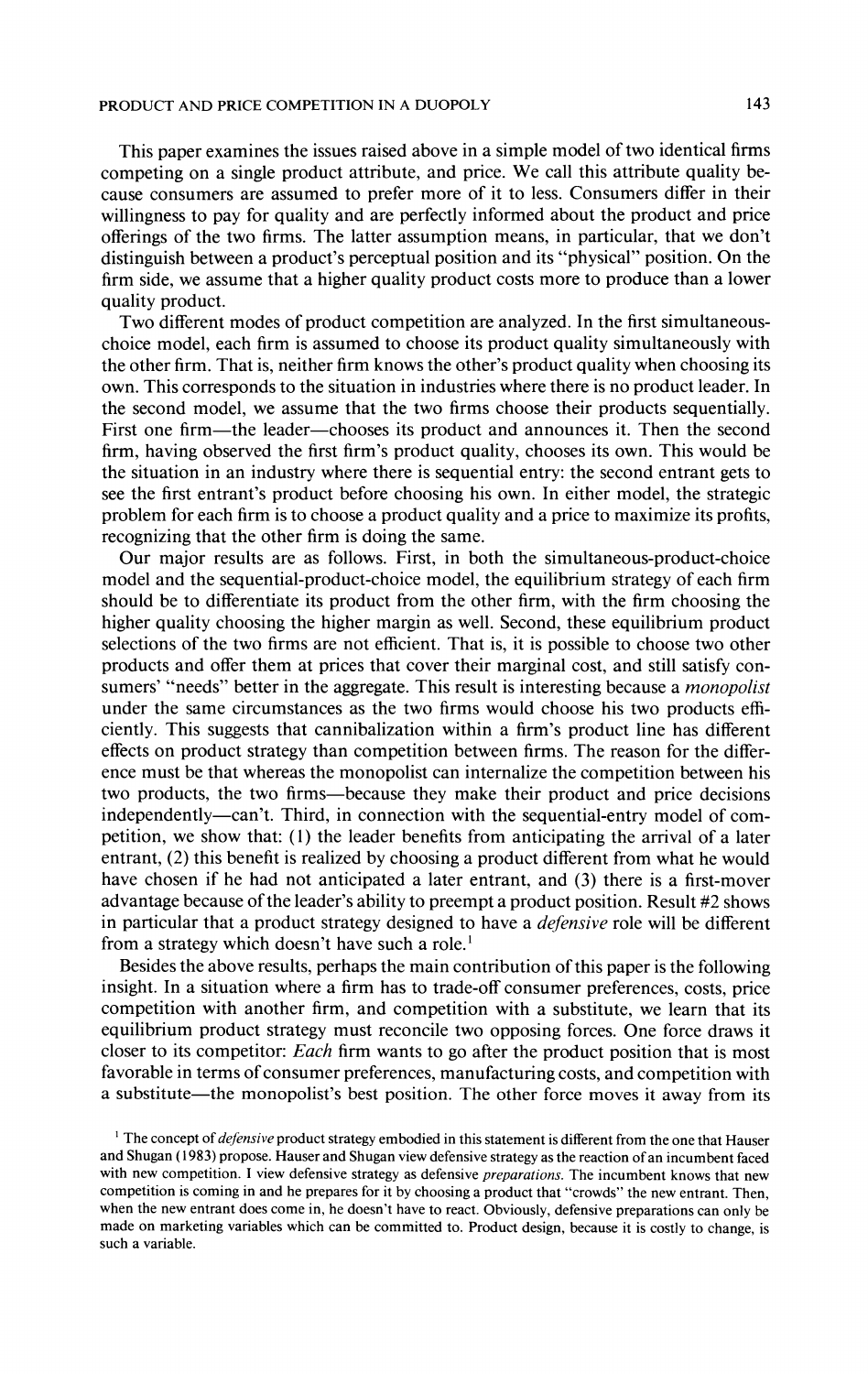This paper examines the issues raised above in a simple model of two identical firms competing on a single product attribute, and price. We call this attribute quality because consumers are assumed to prefer more of it to less. Consumers differ in their willingness to pay for quality and are perfectly informed about the product and price offerings of the two firms. The latter assumption means, in particular, that we don't distinguish between a product's perceptual position and its "physical" position. On the firm side, we assume that a higher quality product costs more to produce than a lower quality product.

Two different modes of product competition are analyzed. In the first simultaneous-choice model, each firm is assumed to choose its product quality simultaneously with the other firm. That is, neither firm knows the other's product quality when choosing its own. This corresponds to the situation in industries where there is no product leader. In the second model, we assume that the two firms choose their products sequentially. First one firm—the leader—chooses its product and announces it. Then the second firm, having observed the first firm's product quality, chooses its own. This would be the situation in an industry where there is sequential entry: the second entrant gets to see the first entrant's product before choosing his own. In either model, the strategic problem for each firm is to choose a product quality and a price to maximize its profits, recognizing that the other firm is doing the same.

Our major results are as follows. First, in both the simultaneous-product-choice model and the sequential-product-choice model, the equilibrium strategy of each firm should be to differentiate its product from the other firm, with the firm choosing the higher quality choosing the higher margin as well. Second, these equilibrium product selections of the two firms are not efficient. That is, it is possible to choose two other products and offer them at prices that cover their marginal cost, and still satisfy consumers' "needs" better in the aggregate. This result is interesting because a *monopolist* under the same circumstances as the two firms would choose his two products efficiently. This suggests that cannibalization within a firm's product line has different effects on product strategy than competition between firms. The reason for the difference must be that whereas the monopolist can internalize the competition between his two products, the two firms—because they make their product and price decisions independently—can't. Third, in connection with the sequential-entry model of competition, we show that: (1) the leader benefits from anticipating the arrival of a later entrant, (2) this benefit is realized by choosing a product different from what he would have chosen if he had not anticipated a later entrant, and (3) there is a first-mover advantage because of the leader's ability to preempt a product position. Result #2 shows in particular that a product strategy designed to have a *defensive* role will be different from a strategy which doesn't have such a role.[1]

Besides the above results, perhaps the main contribution of this paper is the following insight. In a situation where a firm has to trade-off consumer preferences, costs, price competition with another firm, and competition with a substitute, we learn that its equilibrium product strategy must reconcile two opposing forces. One force draws it closer to its competitor: *Each* firm wants to go after the product position that is most favorable in terms of consumer preferences, manufacturing costs, and competition with a substitute—the monopolist's best position. The other force moves it away from its

[1] The concept of *defensive* product strategy embodied in this statement is different from the one that Hauser and Shugan (1983) propose. Hauser and Shugan view defensive strategy as the reaction of an incumbent faced with new competition. I view defensive strategy as defensive *preparations*. The incumbent knows that new competition is coming in and he prepares for it by choosing a product that "crowds" the new entrant. Then, when the new entrant does come in, he doesn't have to react. Obviously, defensive preparations can only be made on marketing variables which can be committed to. Product design, because it is costly to change, is such a variable.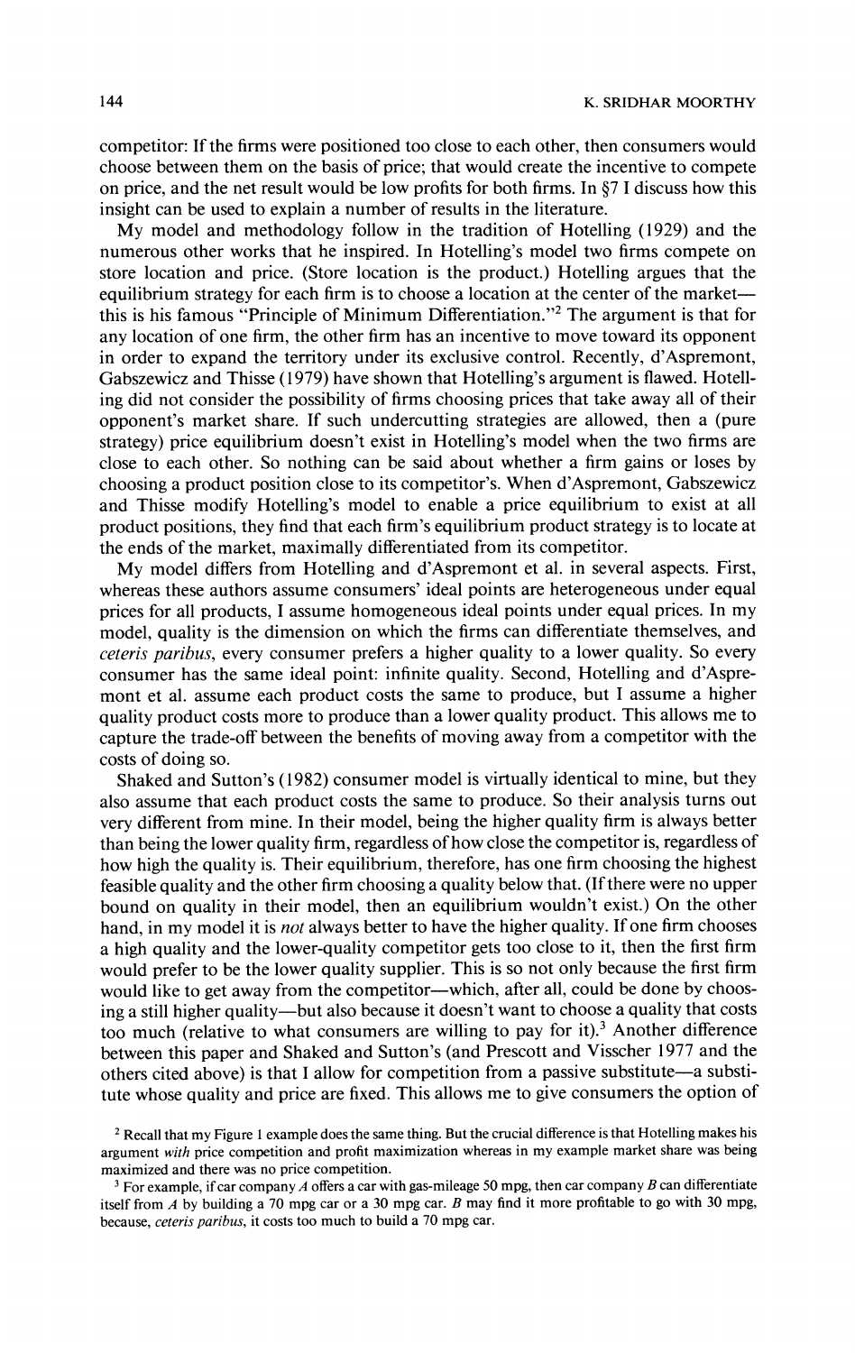competitor: If the firms were positioned too close to each other, then consumers would choose between them on the basis of price; that would create the incentive to compete on price, and the net result would be low profits for both firms. In §7 I discuss how this insight can be used to explain a number of results in the literature.

My model and methodology follow in the tradition of Hotelling (1929) and the numerous other works that he inspired. In Hotelling's model two firms compete on store location and price. (Store location is the product.) Hotelling argues that the equilibrium strategy for each firm is to choose a location at the center of the market—this is his famous "Principle of Minimum Differentiation."[2] The argument is that for any location of one firm, the other firm has an incentive to move toward its opponent in order to expand the territory under its exclusive control. Recently, d'Aspremont, Gabszewicz and Thisse (1979) have shown that Hotelling's argument is flawed. Hotelling did not consider the possibility of firms choosing prices that take away all of their opponent's market share. If such undercutting strategies are allowed, then a (pure strategy) price equilibrium doesn't exist in Hotelling's model when the two firms are close to each other. So nothing can be said about whether a firm gains or loses by choosing a product position close to its competitor's. When d'Aspremont, Gabszewicz and Thisse modify Hotelling's model to enable a price equilibrium to exist at all product positions, they find that each firm's equilibrium product strategy is to locate at the ends of the market, maximally differentiated from its competitor.

My model differs from Hotelling and d'Aspremont et al. in several aspects. First, whereas these authors assume consumers' ideal points are heterogeneous under equal prices for all products, I assume homogeneous ideal points under equal prices. In my model, quality is the dimension on which the firms can differentiate themselves, and *ceteris paribus*, every consumer prefers a higher quality to a lower quality. So every consumer has the same ideal point: infinite quality. Second, Hotelling and d'Aspremont et al. assume each product costs the same to produce, but I assume a higher quality product costs more to produce than a lower quality product. This allows me to capture the trade-off between the benefits of moving away from a competitor with the costs of doing so.

Shaked and Sutton's (1982) consumer model is virtually identical to mine, but they also assume that each product costs the same to produce. So their analysis turns out very different from mine. In their model, being the higher quality firm is always better than being the lower quality firm, regardless of how close the competitor is, regardless of how high the quality is. Their equilibrium, therefore, has one firm choosing the highest feasible quality and the other firm choosing a quality below that. (If there were no upper bound on quality in their model, then an equilibrium wouldn't exist.) On the other hand, in my model it is *not* always better to have the higher quality. If one firm chooses a high quality and the lower-quality competitor gets too close to it, then the first firm would prefer to be the lower quality supplier. This is so not only because the first firm would like to get away from the competitor—which, after all, could be done by choosing a still higher quality—but also because it doesn't want to choose a quality that costs too much (relative to what consumers are willing to pay for it).[3] Another difference between this paper and Shaked and Sutton's (and Prescott and Visscher 1977 and the others cited above) is that I allow for competition from a passive substitute—a substitute whose quality and price are fixed. This allows me to give consumers the option of

[2] Recall that my Figure 1 example does the same thing. But the crucial difference is that Hotelling makes his argument *with* price competition and profit maximization whereas in my example market share was being maximized and there was no price competition.

[3] For example, if car company *A* offers a car with gas-mileage 50 mpg, then car company *B* can differentiate itself from *A* by building a 70 mpg car or a 30 mpg car. *B* may find it more profitable to go with 30 mpg, because, *ceteris paribus*, it costs too much to build a 70 mpg car.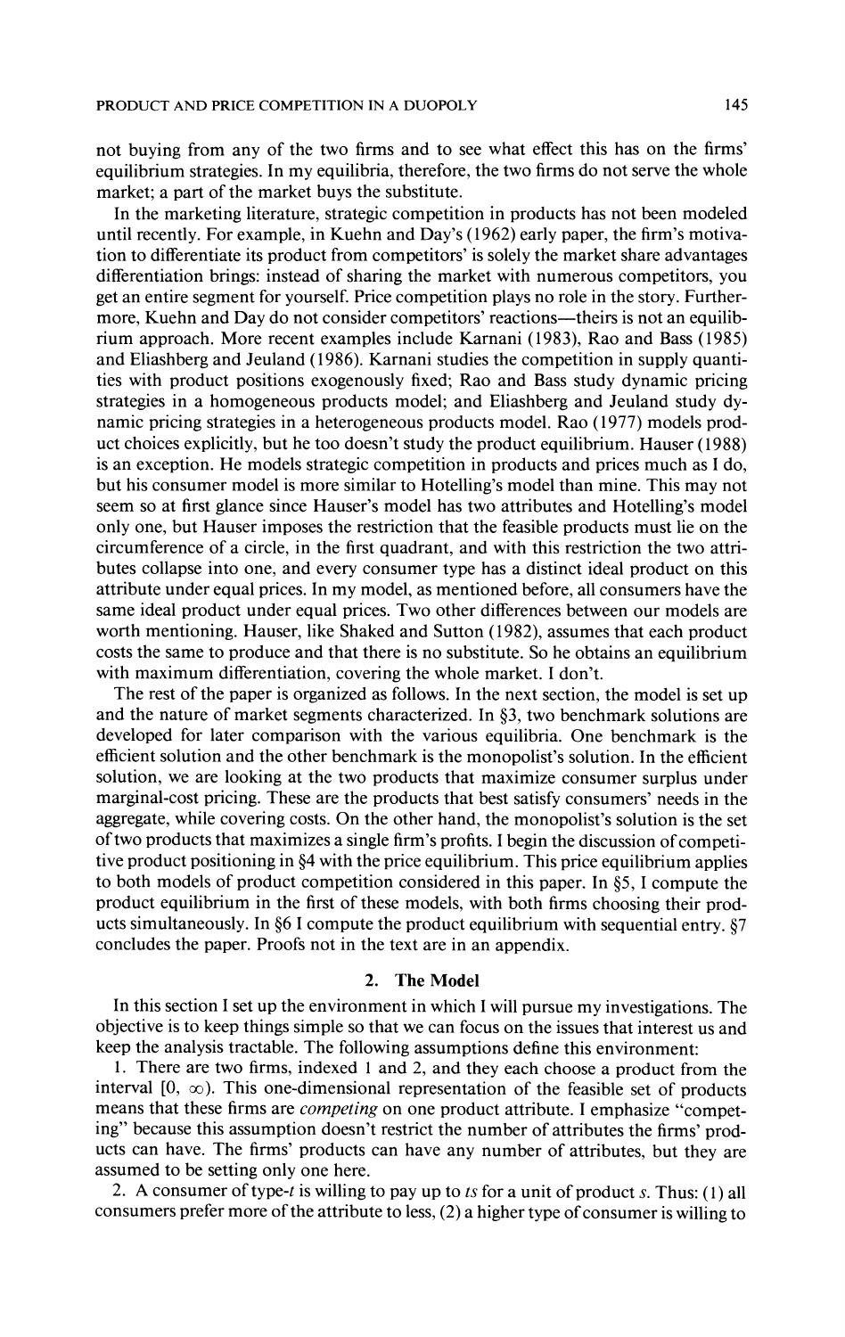not buying from any of the two firms and to see what effect this has on the firms' equilibrium strategies. In my equilibria, therefore, the two firms do not serve the whole market; a part of the market buys the substitute.

In the marketing literature, strategic competition in products has not been modeled until recently. For example, in Kuehn and Day's (1962) early paper, the firm's motivation to differentiate its product from competitors' is solely the market share advantages differentiation brings: instead of sharing the market with numerous competitors, you get an entire segment for yourself. Price competition plays no role in the story. Furthermore, Kuehn and Day do not consider competitors' reactions—theirs is not an equilibrium approach. More recent examples include Karnani (1983), Rao and Bass (1985) and Eliashberg and Jeuland (1986). Karnani studies the competition in supply quantities with product positions exogenously fixed; Rao and Bass study dynamic pricing strategies in a homogeneous products model; and Eliashberg and Jeuland study dynamic pricing strategies in a heterogeneous products model. Rao (1977) models product choices explicitly, but he too doesn't study the product equilibrium. Hauser (1988) is an exception. He models strategic competition in products and prices much as I do, but his consumer model is more similar to Hotelling's model than mine. This may not seem so at first glance since Hauser's model has two attributes and Hotelling's model only one, but Hauser imposes the restriction that the feasible products must lie on the circumference of a circle, in the first quadrant, and with this restriction the two attributes collapse into one, and every consumer type has a distinct ideal product on this attribute under equal prices. In my model, as mentioned before, all consumers have the same ideal product under equal prices. Two other differences between our models are worth mentioning. Hauser, like Shaked and Sutton (1982), assumes that each product costs the same to produce and that there is no substitute. So he obtains an equilibrium with maximum differentiation, covering the whole market. I don't.

The rest of the paper is organized as follows. In the next section, the model is set up and the nature of market segments characterized. In §3, two benchmark solutions are developed for later comparison with the various equilibria. One benchmark is the efficient solution and the other benchmark is the monopolist's solution. In the efficient solution, we are looking at the two products that maximize consumer surplus under marginal-cost pricing. These are the products that best satisfy consumers' needs in the aggregate, while covering costs. On the other hand, the monopolist's solution is the set of two products that maximizes a single firm's profits. I begin the discussion of competitive product positioning in §4 with the price equilibrium. This price equilibrium applies to both models of product competition considered in this paper. In §5, I compute the product equilibrium in the first of these models, with both firms choosing their products simultaneously. In §6 I compute the product equilibrium with sequential entry. §7 concludes the paper. Proofs not in the text are in an appendix.

## 2. The Model

In this section I set up the environment in which I will pursue my investigations. The objective is to keep things simple so that we can focus on the issues that interest us and keep the analysis tractable. The following assumptions define this environment:

1. There are two firms, indexed 1 and 2, and they each choose a product from the interval $[0, \infty)$. This one-dimensional representation of the feasible set of products means that these firms are *competing* on one product attribute. I emphasize "competing" because this assumption doesn't restrict the number of attributes the firms' products can have. The firms' products can have any number of attributes, but they are assumed to be setting only one here.

2. A consumer of type-$t$ is willing to pay up to $ts$ for a unit of product $s$. Thus: (1) all consumers prefer more of the attribute to less, (2) a higher type of consumer is willing to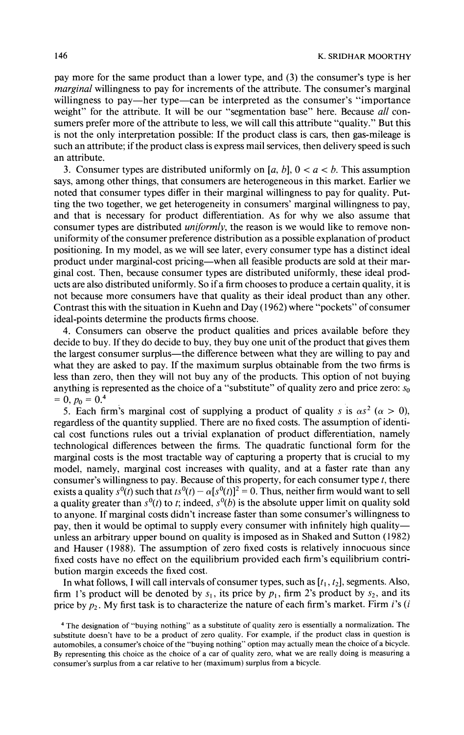pay more for the same product than a lower type, and (3) the consumer's type is her *marginal* willingness to pay for increments of the attribute. The consumer's marginal willingness to pay—her type—can be interpreted as the consumer's "importance weight" for the attribute. It will be our "segmentation base" here. Because *all* consumers prefer more of the attribute to less, we will call this attribute "quality." But this is not the only interpretation possible: If the product class is cars, then gas-mileage is such an attribute; if the product class is express mail services, then delivery speed is such an attribute.

3. Consumer types are distributed uniformly on $[a, b]$, $0 < a < b$. This assumption says, among other things, that consumers are heterogeneous in this market. Earlier we noted that consumer types differ in their marginal willingness to pay for quality. Putting the two together, we get heterogeneity in consumers' marginal willingness to pay, and that is necessary for product differentiation. As for why we also assume that consumer types are distributed *uniformly*, the reason is we would like to remove non-uniformity of the consumer preference distribution as a possible explanation of product positioning. In my model, as we will see later, every consumer type has a distinct ideal product under marginal-cost pricing—when all feasible products are sold at their marginal cost. Then, because consumer types are distributed uniformly, these ideal products are also distributed uniformly. So if a firm chooses to produce a certain quality, it is not because more consumers have that quality as their ideal product than any other. Contrast this with the situation in Kuehn and Day (1962) where "pockets" of consumer ideal-points determine the products firms choose.

4. Consumers can observe the product qualities and prices available before they decide to buy. If they do decide to buy, they buy one unit of the product that gives them the largest consumer surplus—the difference between what they are willing to pay and what they are asked to pay. If the maximum surplus obtainable from the two firms is less than zero, then they will not buy any of the products. This option of not buying anything is represented as the choice of a "substitute" of quality zero and price zero: $s_0 = 0$, $p_0 = 0$.[4]

5. Each firm's marginal cost of supplying a product of quality $s$ is $\alpha s^2$ ($\alpha > 0$), regardless of the quantity supplied. There are no fixed costs. The assumption of identical cost functions rules out a trivial explanation of product differentiation, namely technological differences between the firms. The quadratic functional form for the marginal costs is the most tractable way of capturing a property that is crucial to my model, namely, marginal cost increases with quality, and at a faster rate than any consumer's willingness to pay. Because of this property, for each consumer type $t$, there exists a quality $s^0(t)$ such that $ts^0(t) - \alpha[s^0(t)]^2 = 0$. Thus, neither firm would want to sell a quality greater than $s^0(t)$ to $t$; indeed, $s^0(b)$ is the absolute upper limit on quality sold to anyone. If marginal costs didn't increase faster than some consumer's willingness to pay, then it would be optimal to supply every consumer with infinitely high quality—unless an arbitrary upper bound on quality is imposed as in Shaked and Sutton (1982) and Hauser (1988). The assumption of zero fixed costs is relatively innocuous since fixed costs have no effect on the equilibrium provided each firm's equilibrium contribution margin exceeds the fixed cost.

In what follows, I will call intervals of consumer types, such as $[t_1, t_2]$, segments. Also, firm 1's product will be denoted by $s_1$, its price by $p_1$, firm 2's product by $s_2$, and its price by $p_2$. My first task is to characterize the nature of each firm's market. Firm $i$'s ($i$

[4] The designation of "buying nothing" as a substitute of quality zero is essentially a normalization. The substitute doesn't have to be a product of zero quality. For example, if the product class in question is automobiles, a consumer's choice of the "buying nothing" option may actually mean the choice of a bicycle. By representing this choice as the choice of a car of quality zero, what we are really doing is measuring a consumer's surplus from a car relative to her (maximum) surplus from a bicycle.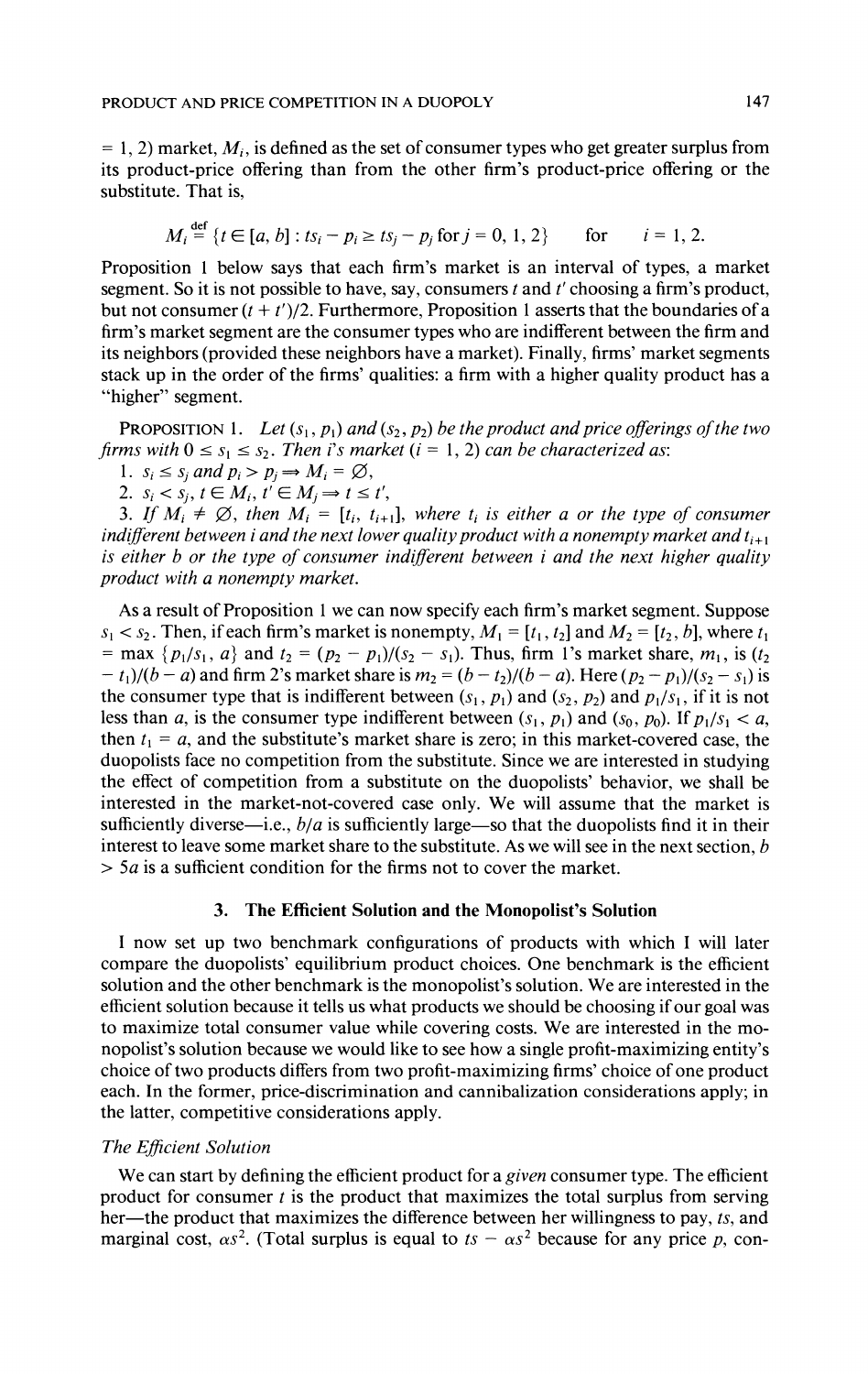= 1, 2) market, $M_i$, is defined as the set of consumer types who get greater surplus from its product-price offering than from the other firm's product-price offering or the substitute. That is,

$$M_i \stackrel{\text{def}}{=} \{t \in [a, b] : ts_i - p_i \geq ts_j - p_j \text{ for } j = 0, 1, 2\} \qquad \text{for} \qquad i = 1, 2.$$

Proposition 1 below says that each firm's market is an interval of types, a market segment. So it is not possible to have, say, consumers $t$ and $t'$ choosing a firm's product, but not consumer $(t + t')/2$. Furthermore, Proposition 1 asserts that the boundaries of a firm's market segment are the consumer types who are indifferent between the firm and its neighbors (provided these neighbors have a market). Finally, firms' market segments stack up in the order of the firms' qualities: a firm with a higher quality product has a "higher" segment.

PROPOSITION 1. *Let $(s_1, p_1)$ and $(s_2, p_2)$ be the product and price offerings of the two firms with $0 \leq s_1 \leq s_2$. Then i's market ($i = 1, 2$) can be characterized as:*

1. $s_i \leq s_j$ *and* $p_i > p_j \Rightarrow M_i = \emptyset$,
2. $s_i < s_j$, $t \in M_i$, $t' \in M_j \Rightarrow t \leq t'$,
3. *If $M_i \neq \emptyset$, then $M_i = [t_i, t_{i+1}]$, where $t_i$ is either $a$ or the type of consumer indifferent between $i$ and the next lower quality product with a nonempty market and $t_{i+1}$ is either $b$ or the type of consumer indifferent between $i$ and the next higher quality product with a nonempty market.*

As a result of Proposition 1 we can now specify each firm's market segment. Suppose $s_1 < s_2$. Then, if each firm's market is nonempty, $M_1 = [t_1, t_2]$ and $M_2 = [t_2, b]$, where $t_1 = \max\{p_1/s_1, a\}$ and $t_2 = (p_2 - p_1)/(s_2 - s_1)$. Thus, firm 1's market share, $m_1$, is $(t_2 - t_1)/(b - a)$ and firm 2's market share is $m_2 = (b - t_2)/(b - a)$. Here $(p_2 - p_1)/(s_2 - s_1)$ is the consumer type that is indifferent between $(s_1, p_1)$ and $(s_2, p_2)$ and $p_1/s_1$, if it is not less than $a$, is the consumer type indifferent between $(s_1, p_1)$ and $(s_0, p_0)$. If $p_1/s_1 < a$, then $t_1 = a$, and the substitute's market share is zero; in this market-covered case, the duopolists face no competition from the substitute. Since we are interested in studying the effect of competition from a substitute on the duopolists' behavior, we shall be interested in the market-not-covered case only. We will assume that the market is sufficiently diverse—i.e., $b/a$ is sufficiently large—so that the duopolists find it in their interest to leave some market share to the substitute. As we will see in the next section, $b > 5a$ is a sufficient condition for the firms not to cover the market.

## 3. The Efficient Solution and the Monopolist's Solution

I now set up two benchmark configurations of products with which I will later compare the duopolists' equilibrium product choices. One benchmark is the efficient solution and the other benchmark is the monopolist's solution. We are interested in the efficient solution because it tells us what products we should be choosing if our goal was to maximize total consumer value while covering costs. We are interested in the monopolist's solution because we would like to see how a single profit-maximizing entity's choice of two products differs from two profit-maximizing firms' choice of one product each. In the former, price-discrimination and cannibalization considerations apply; in the latter, competitive considerations apply.

### *The Efficient Solution*

We can start by defining the efficient product for a *given* consumer type. The efficient product for consumer $t$ is the product that maximizes the total surplus from serving her—the product that maximizes the difference between her willingness to pay, $ts$, and marginal cost, $\alpha s^2$. (Total surplus is equal to $ts - \alpha s^2$ because for any price $p$, con-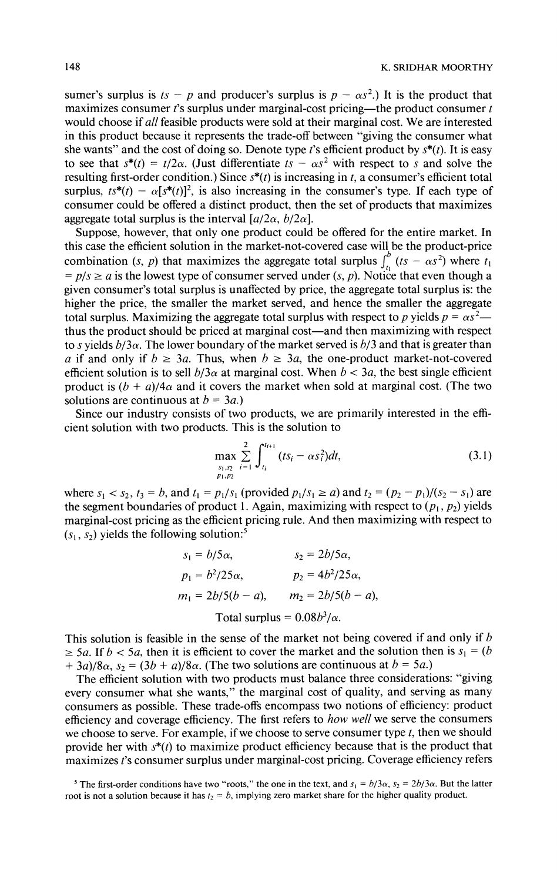sumer's surplus is $ts - p$ and producer's surplus is $p - \alpha s^2$.) It is the product that maximizes consumer $t$'s surplus under marginal-cost pricing—the product consumer $t$ would choose if *all* feasible products were sold at their marginal cost. We are interested in this product because it represents the trade-off between "giving the consumer what she wants" and the cost of doing so. Denote type $t$'s efficient product by $s^*(t)$. It is easy to see that $s^*(t) = t/2\alpha$. (Just differentiate $ts - \alpha s^2$ with respect to $s$ and solve the resulting first-order condition.) Since $s^*(t)$ is increasing in $t$, a consumer's efficient total surplus, $ts^*(t) - \alpha[s^*(t)]^2$, is also increasing in the consumer's type. If each type of consumer could be offered a distinct product, then the set of products that maximizes aggregate total surplus is the interval $[a/2\alpha, b/2\alpha]$.

Suppose, however, that only one product could be offered for the entire market. In this case the efficient solution in the market-not-covered case will be the product-price combination $(s, p)$ that maximizes the aggregate total surplus $\int_{t_1}^{b} (ts - \alpha s^2)$ where $t_1 = p/s \geq a$ is the lowest type of consumer served under $(s, p)$. Notice that even though a given consumer's total surplus is unaffected by price, the aggregate total surplus is: the higher the price, the smaller the market served, and hence the smaller the aggregate total surplus. Maximizing the aggregate total surplus with respect to $p$ yields $p = \alpha s^2$—thus the product should be priced at marginal cost—and then maximizing with respect to $s$ yields $b/3\alpha$. The lower boundary of the market served is $b/3$ and that is greater than $a$ if and only if $b \geq 3a$. Thus, when $b \geq 3a$, the one-product market-not-covered efficient solution is to sell $b/3\alpha$ at marginal cost. When $b < 3a$, the best single efficient product is $(b + a)/4\alpha$ and it covers the market when sold at marginal cost. (The two solutions are continuous at $b = 3a$.)

Since our industry consists of two products, we are primarily interested in the efficient solution with two products. This is the solution to

$$\max_{\substack{s_1, s_2 \\ p_1, p_2}} \sum_{i=1}^{2} \int_{t_i}^{t_{i+1}} (ts_i - \alpha s_i^2) dt, \tag{3.1}$$

where $s_1 < s_2$, $t_3 = b$, and $t_1 = p_1/s_1$ (provided $p_1/s_1 \geq a$) and $t_2 = (p_2 - p_1)/(s_2 - s_1)$ are the segment boundaries of product 1. Again, maximizing with respect to $(p_1, p_2)$ yields marginal-cost pricing as the efficient pricing rule. And then maximizing with respect to $(s_1, s_2)$ yields the following solution:[5]

$$s_1 = b/5\alpha, \qquad s_2 = 2b/5\alpha,$$

$$p_1 = b^2/25\alpha, \qquad p_2 = 4b^2/25\alpha,$$

$$m_1 = 2b/5(b - a), \qquad m_2 = 2b/5(b - a),$$

$$\text{Total surplus} = 0.08b^3/\alpha.$$

This solution is feasible in the sense of the market not being covered if and only if $b \geq 5a$. If $b < 5a$, then it is efficient to cover the market and the solution then is $s_1 = (b + 3a)/8\alpha$, $s_2 = (3b + a)/8\alpha$. (The two solutions are continuous at $b = 5a$.)

The efficient solution with two products must balance three considerations: "giving every consumer what she wants," the marginal cost of quality, and serving as many consumers as possible. These trade-offs encompass two notions of efficiency: product efficiency and coverage efficiency. The first refers to *how well* we serve the consumers we choose to serve. For example, if we choose to serve consumer type $t$, then we should provide her with $s^*(t)$ to maximize product efficiency because that is the product that maximizes $t$'s consumer surplus under marginal-cost pricing. Coverage efficiency refers

[5] The first-order conditions have two "roots," the one in the text, and $s_1 = b/3\alpha$, $s_2 = 2b/3\alpha$. But the latter root is not a solution because it has $t_2 = b$, implying zero market share for the higher quality product.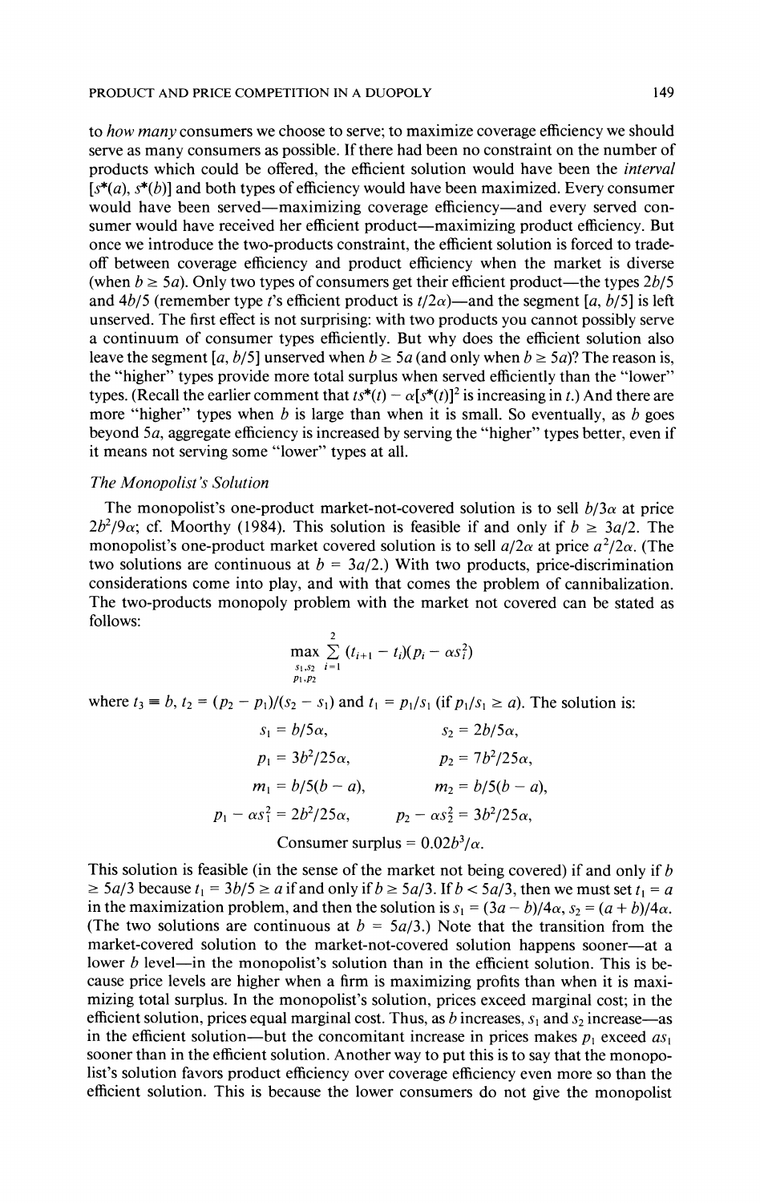to *how many* consumers we choose to serve; to maximize coverage efficiency we should serve as many consumers as possible. If there had been no constraint on the number of products which could be offered, the efficient solution would have been the *interval* $[s^*(a), s^*(b)]$ and both types of efficiency would have been maximized. Every consumer would have been served—maximizing coverage efficiency—and every served consumer would have received her efficient product—maximizing product efficiency. But once we introduce the two-products constraint, the efficient solution is forced to trade-off between coverage efficiency and product efficiency when the market is diverse (when $b \geq 5a$). Only two types of consumers get their efficient product—the types $2b/5$ and $4b/5$ (remember type $t$'s efficient product is $t/2\alpha$)—and the segment $[a, b/5]$ is left unserved. The first effect is not surprising: with two products you cannot possibly serve a continuum of consumer types efficiently. But why does the efficient solution also leave the segment $[a, b/5]$ unserved when $b \geq 5a$ (and only when $b \geq 5a$)? The reason is, the "higher" types provide more total surplus when served efficiently than the "lower" types. (Recall the earlier comment that $ts^*(t) - \alpha[s^*(t)]^2$ is increasing in $t$.) And there are more "higher" types when $b$ is large than when it is small. So eventually, as $b$ goes beyond $5a$, aggregate efficiency is increased by serving the "higher" types better, even if it means not serving some "lower" types at all.

*The Monopolist's Solution*

The monopolist's one-product market-not-covered solution is to sell $b/3\alpha$ at price $2b^2/9\alpha$; cf. Moorthy (1984). This solution is feasible if and only if $b \geq 3a/2$. The monopolist's one-product market covered solution is to sell $a/2\alpha$ at price $a^2/2\alpha$. (The two solutions are continuous at $b = 3a/2$.) With two products, price-discrimination considerations come into play, and with that comes the problem of cannibalization. The two-products monopoly problem with the market not covered can be stated as follows:

$$\max_{\substack{s_1, s_2\\ p_1, p_2}} \sum_{i=1}^{2} (t_{i+1} - t_i)(p_i - \alpha s_i^2)$$

where $t_3 \equiv b$, $t_2 = (p_2 - p_1)/(s_2 - s_1)$ and $t_1 = p_1/s_1$ (if $p_1/s_1 \geq a$). The solution is:

$$s_1 = b/5\alpha, \qquad s_2 = 2b/5\alpha,$$

$$p_1 = 3b^2/25\alpha, \qquad p_2 = 7b^2/25\alpha,$$

$$m_1 = b/5(b - a), \qquad m_2 = b/5(b - a),$$

$$p_1 - \alpha s_1^2 = 2b^2/25\alpha, \qquad p_2 - \alpha s_2^2 = 3b^2/25\alpha,$$

$$\text{Consumer surplus} = 0.02b^3/\alpha.$$

This solution is feasible (in the sense of the market not being covered) if and only if $b \geq 5a/3$ because $t_1 = 3b/5 \geq a$ if and only if $b \geq 5a/3$. If $b < 5a/3$, then we must set $t_1 = a$ in the maximization problem, and then the solution is $s_1 = (3a - b)/4\alpha$, $s_2 = (a + b)/4\alpha$. (The two solutions are continuous at $b = 5a/3$.) Note that the transition from the market-covered solution to the market-not-covered solution happens sooner—at a lower $b$ level—in the monopolist's solution than in the efficient solution. This is because price levels are higher when a firm is maximizing profits than when it is maximizing total surplus. In the monopolist's solution, prices exceed marginal cost; in the efficient solution, prices equal marginal cost. Thus, as $b$ increases, $s_1$ and $s_2$ increase—as in the efficient solution—but the concomitant increase in prices makes $p_1$ exceed $\alpha s_1$ sooner than in the efficient solution. Another way to put this is to say that the monopolist's solution favors product efficiency over coverage efficiency even more so than the efficient solution. This is because the lower consumers do not give the monopolist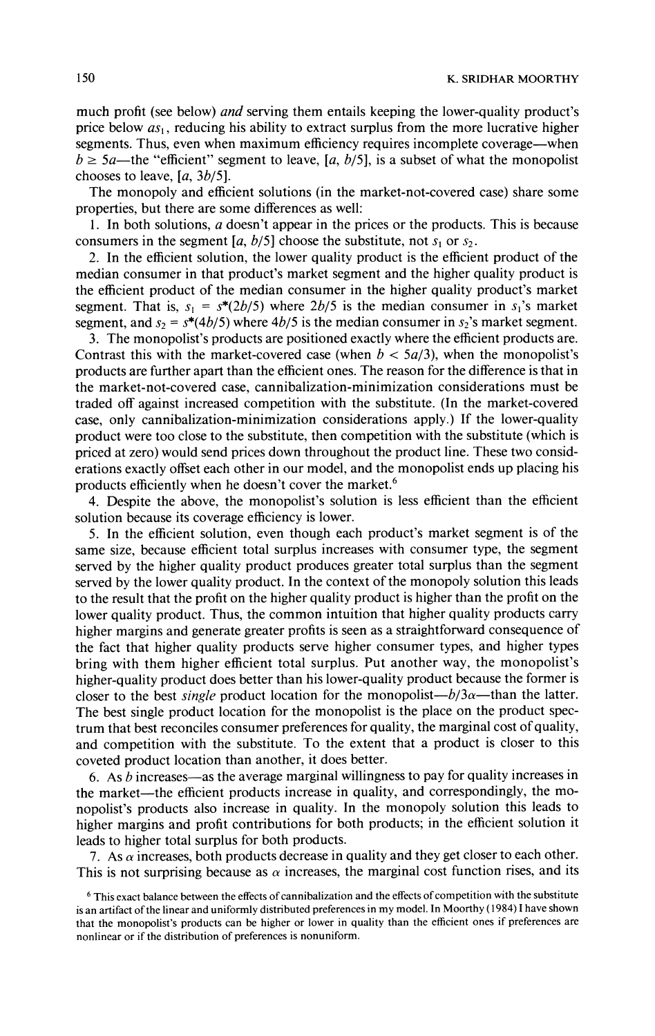much profit (see below) *and* serving them entails keeping the lower-quality product's price below $as_1$, reducing his ability to extract surplus from the more lucrative higher segments. Thus, even when maximum efficiency requires incomplete coverage—when $b \geq 5a$—the "efficient" segment to leave, $[a, b/5]$, is a subset of what the monopolist chooses to leave, $[a, 3b/5]$.

The monopoly and efficient solutions (in the market-not-covered case) share some properties, but there are some differences as well:

1. In both solutions, $a$ doesn't appear in the prices or the products. This is because consumers in the segment $[a, b/5]$ choose the substitute, not $s_1$ or $s_2$.

2. In the efficient solution, the lower quality product is the efficient product of the median consumer in that product's market segment and the higher quality product is the efficient product of the median consumer in the higher quality product's market segment. That is, $s_1 = s^*(2b/5)$ where $2b/5$ is the median consumer in $s_1$'s market segment, and $s_2 = s^*(4b/5)$ where $4b/5$ is the median consumer in $s_2$'s market segment.

3. The monopolist's products are positioned exactly where the efficient products are. Contrast this with the market-covered case (when $b < 5a/3$), when the monopolist's products are further apart than the efficient ones. The reason for the difference is that in the market-not-covered case, cannibalization-minimization considerations must be traded off against increased competition with the substitute. (In the market-covered case, only cannibalization-minimization considerations apply.) If the lower-quality product were too close to the substitute, then competition with the substitute (which is priced at zero) would send prices down throughout the product line. These two considerations exactly offset each other in our model, and the monopolist ends up placing his products efficiently when he doesn't cover the market.[6]

4. Despite the above, the monopolist's solution is less efficient than the efficient solution because its coverage efficiency is lower.

5. In the efficient solution, even though each product's market segment is of the same size, because efficient total surplus increases with consumer type, the segment served by the higher quality product produces greater total surplus than the segment served by the lower quality product. In the context of the monopoly solution this leads to the result that the profit on the higher quality product is higher than the profit on the lower quality product. Thus, the common intuition that higher quality products carry higher margins and generate greater profits is seen as a straightforward consequence of the fact that higher quality products serve higher consumer types, and higher types bring with them higher efficient total surplus. Put another way, the monopolist's higher-quality product does better than his lower-quality product because the former is closer to the best *single* product location for the monopolist—$b/3\alpha$—than the latter. The best single product location for the monopolist is the place on the product spectrum that best reconciles consumer preferences for quality, the marginal cost of quality, and competition with the substitute. To the extent that a product is closer to this coveted product location than another, it does better.

6. As $b$ increases—as the average marginal willingness to pay for quality increases in the market—the efficient products increase in quality, and correspondingly, the monopolist's products also increase in quality. In the monopoly solution this leads to higher margins and profit contributions for both products; in the efficient solution it leads to higher total surplus for both products.

7. As $\alpha$ increases, both products decrease in quality and they get closer to each other. This is not surprising because as $\alpha$ increases, the marginal cost function rises, and its

[6] This exact balance between the effects of cannibalization and the effects of competition with the substitute is an artifact of the linear and uniformly distributed preferences in my model. In Moorthy (1984) I have shown that the monopolist's products can be higher or lower in quality than the efficient ones if preferences are nonlinear or if the distribution of preferences is nonuniform.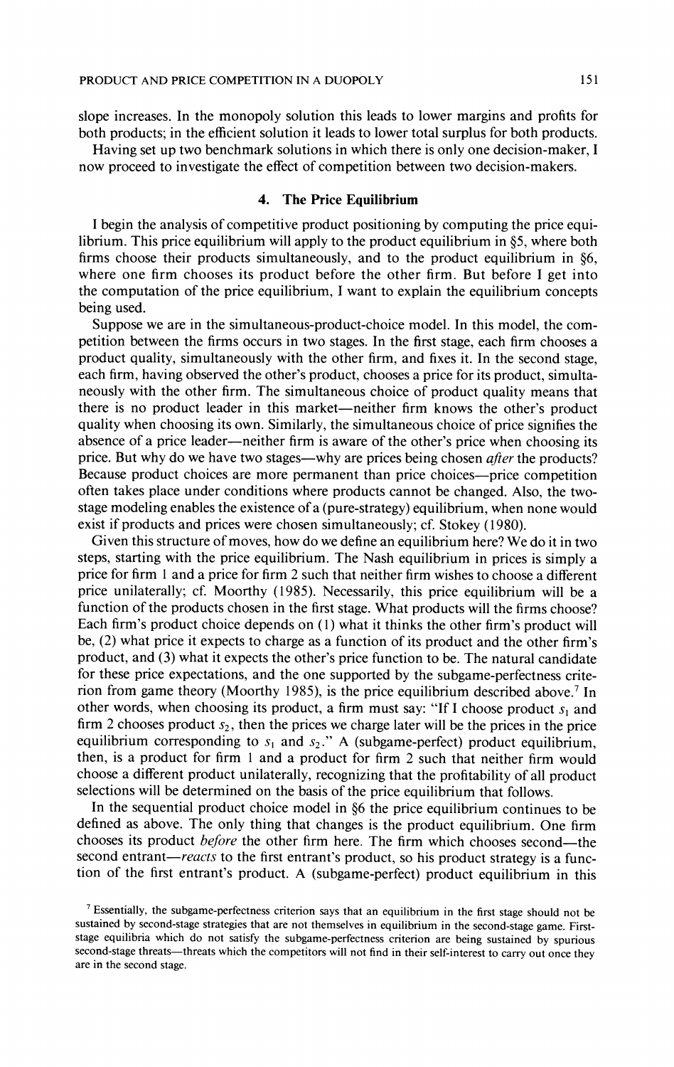slope increases. In the monopoly solution this leads to lower margins and profits for both products; in the efficient solution it leads to lower total surplus for both products.

Having set up two benchmark solutions in which there is only one decision-maker, I now proceed to investigate the effect of competition between two decision-makers.

## 4. The Price Equilibrium

I begin the analysis of competitive product positioning by computing the price equilibrium. This price equilibrium will apply to the product equilibrium in §5, where both firms choose their products simultaneously, and to the product equilibrium in §6, where one firm chooses its product before the other firm. But before I get into the computation of the price equilibrium, I want to explain the equilibrium concepts being used.

Suppose we are in the simultaneous-product-choice model. In this model, the competition between the firms occurs in two stages. In the first stage, each firm chooses a product quality, simultaneously with the other firm, and fixes it. In the second stage, each firm, having observed the other's product, chooses a price for its product, simultaneously with the other firm. The simultaneous choice of product quality means that there is no product leader in this market—neither firm knows the other's product quality when choosing its own. Similarly, the simultaneous choice of price signifies the absence of a price leader—neither firm is aware of the other's price when choosing its price. But why do we have two stages—why are prices being chosen *after* the products? Because product choices are more permanent than price choices—price competition often takes place under conditions where products cannot be changed. Also, the two-stage modeling enables the existence of a (pure-strategy) equilibrium, when none would exist if products and prices were chosen simultaneously; cf. Stokey (1980).

Given this structure of moves, how do we define an equilibrium here? We do it in two steps, starting with the price equilibrium. The Nash equilibrium in prices is simply a price for firm 1 and a price for firm 2 such that neither firm wishes to choose a different price unilaterally; cf. Moorthy (1985). Necessarily, this price equilibrium will be a function of the products chosen in the first stage. What products will the firms choose? Each firm's product choice depends on (1) what it thinks the other firm's product will be, (2) what price it expects to charge as a function of its product and the other firm's product, and (3) what it expects the other's price function to be. The natural candidate for these price expectations, and the one supported by the subgame-perfectness criterion from game theory (Moorthy 1985), is the price equilibrium described above.[7] In other words, when choosing its product, a firm must say: "If I choose product $s_1$ and firm 2 chooses product $s_2$, then the prices we charge later will be the prices in the price equilibrium corresponding to $s_1$ and $s_2$." A (subgame-perfect) product equilibrium, then, is a product for firm 1 and a product for firm 2 such that neither firm would choose a different product unilaterally, recognizing that the profitability of all product selections will be determined on the basis of the price equilibrium that follows.

In the sequential product choice model in §6 the price equilibrium continues to be defined as above. The only thing that changes is the product equilibrium. One firm chooses its product *before* the other firm here. The firm which chooses second—the second entrant—*reacts* to the first entrant's product, so his product strategy is a function of the first entrant's product. A (subgame-perfect) product equilibrium in this

[7] Essentially, the subgame-perfectness criterion says that an equilibrium in the first stage should not be sustained by second-stage strategies that are not themselves in equilibrium in the second-stage game. First-stage equilibria which do not satisfy the subgame-perfectness criterion are being sustained by spurious second-stage threats—threats which the competitors will not find in their self-interest to carry out once they are in the second stage.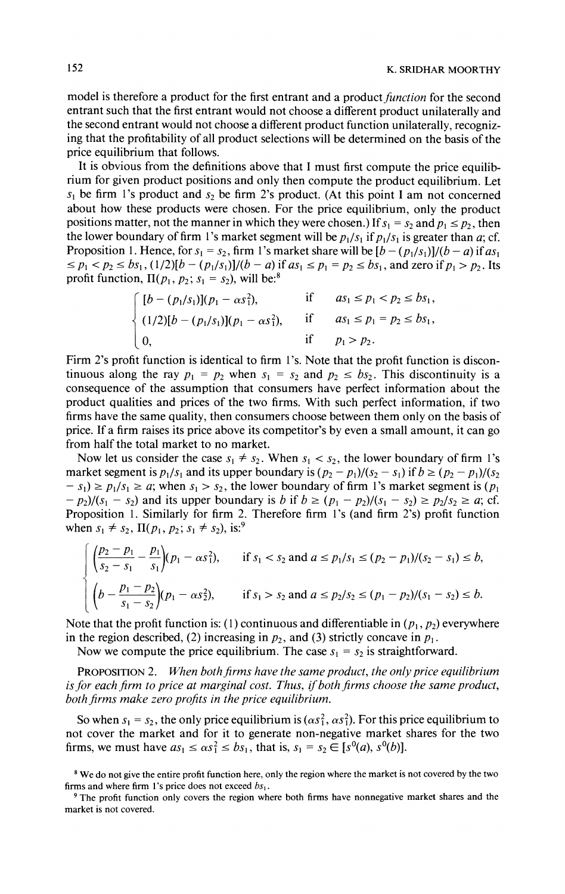model is therefore a product for the first entrant and a product *function* for the second entrant such that the first entrant would not choose a different product unilaterally and the second entrant would not choose a different product function unilaterally, recognizing that the profitability of all product selections will be determined on the basis of the price equilibrium that follows.

It is obvious from the definitions above that I must first compute the price equilibrium for given product positions and only then compute the product equilibrium. Let $s_1$ be firm 1's product and $s_2$ be firm 2's product. (At this point I am not concerned about how these products were chosen. For the price equilibrium, only the product positions matter, not the manner in which they were chosen.) If $s_1 = s_2$ and $p_1 \leq p_2$, then the lower boundary of firm 1's market segment will be $p_1/s_1$ if $p_1/s_1$ is greater than $a$; cf. Proposition 1. Hence, for $s_1 = s_2$, firm 1's market share will be $[b - (p_1/s_1)]/(b - a)$ if $as_1 \leq p_1 < p_2 \leq bs_1$, $(1/2)[b - (p_1/s_1)]/(b - a)$ if $as_1 \leq p_1 = p_2 \leq bs_1$, and zero if $p_1 > p_2$. Its profit function, $\Pi(p_1, p_2; s_1 = s_2)$, will be:[8]

$$
\begin{cases}
[b - (p_1/s_1)](p_1 - \alpha s_1^2), & \text{if} \quad as_1 \leq p_1 < p_2 \leq bs_1, \\
(1/2)[b - (p_1/s_1)](p_1 - \alpha s_1^2), & \text{if} \quad as_1 \leq p_1 = p_2 \leq bs_1, \\
0, & \text{if} \quad p_1 > p_2.
\end{cases}
$$

Firm 2's profit function is identical to firm 1's. Note that the profit function is discontinuous along the ray $p_1 = p_2$ when $s_1 = s_2$ and $p_2 \leq bs_2$. This discontinuity is a consequence of the assumption that consumers have perfect information about the product qualities and prices of the two firms. With such perfect information, if two firms have the same quality, then consumers choose between them only on the basis of price. If a firm raises its price above its competitor's by even a small amount, it can go from half the total market to no market.

Now let us consider the case $s_1 \neq s_2$. When $s_1 < s_2$, the lower boundary of firm 1's market segment is $p_1/s_1$ and its upper boundary is $(p_2 - p_1)/(s_2 - s_1)$ if $b \geq (p_2 - p_1)/(s_2 - s_1) \geq p_1/s_1 \geq a$; when $s_1 > s_2$, the lower boundary of firm 1's market segment is $(p_1 - p_2)/(s_1 - s_2)$ and its upper boundary is $b$ if $b \geq (p_1 - p_2)/(s_1 - s_2) \geq p_2/s_2 \geq a$; cf. Proposition 1. Similarly for firm 2. Therefore firm 1's (and firm 2's) profit function when $s_1 \neq s_2$, $\Pi(p_1, p_2; s_1 \neq s_2)$, is:[9]

$$
\begin{cases}
\left(\dfrac{p_2 - p_1}{s_2 - s_1} - \dfrac{p_1}{s_1}\right)(p_1 - \alpha s_1^2), & \text{if } s_1 < s_2 \text{ and } a \leq p_1/s_1 \leq (p_2 - p_1)/(s_2 - s_1) \leq b, \\
\left(b - \dfrac{p_1 - p_2}{s_1 - s_2}\right)(p_1 - \alpha s_2^2), & \text{if } s_1 > s_2 \text{ and } a \leq p_2/s_2 \leq (p_1 - p_2)/(s_1 - s_2) \leq b.
\end{cases}
$$

Note that the profit function is: (1) continuous and differentiable in $(p_1, p_2)$ everywhere in the region described, (2) increasing in $p_2$, and (3) strictly concave in $p_1$.

Now we compute the price equilibrium. The case $s_1 = s_2$ is straightforward.

PROPOSITION 2. *When both firms have the same product, the only price equilibrium is for each firm to price at marginal cost. Thus, if both firms choose the same product, both firms make zero profits in the price equilibrium.*

So when $s_1 = s_2$, the only price equilibrium is $(\alpha s_1^2, \alpha s_1^2)$. For this price equilibrium to not cover the market and for it to generate non-negative market shares for the two firms, we must have $as_1 \leq \alpha s_1^2 \leq bs_1$, that is, $s_1 = s_2 \in [s^0(a), s^0(b)]$.

[8] We do not give the entire profit function here, only the region where the market is not covered by the two firms and where firm 1's price does not exceed $bs_1$.

[9] The profit function only covers the region where both firms have nonnegative market shares and the market is not covered.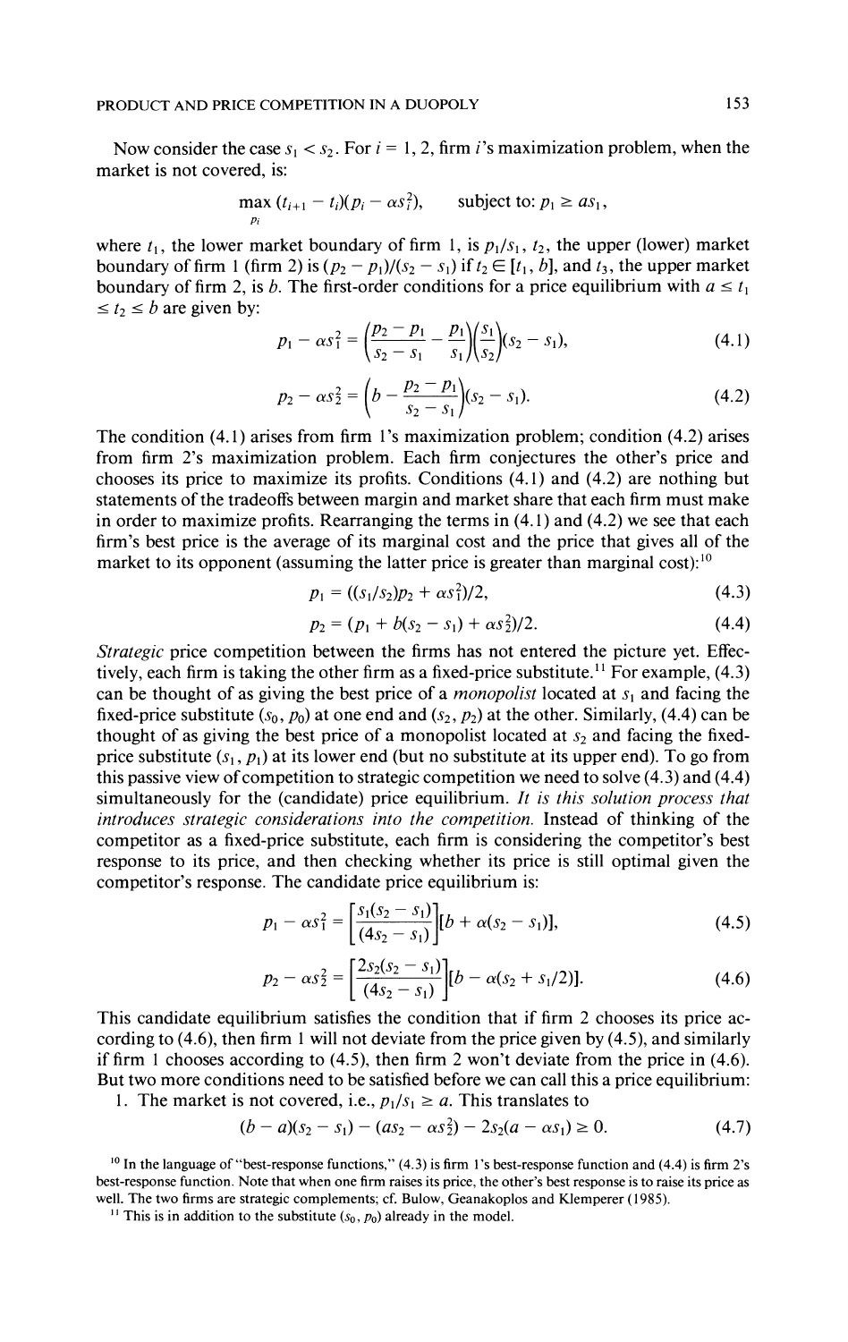Now consider the case $s_1 < s_2$. For $i = 1, 2$, firm $i$'s maximization problem, when the market is not covered, is:

$$\max_{p_i} (t_{i+1} - t_i)(p_i - \alpha s_i^2), \qquad \text{subject to: } p_1 \geq as_1,$$

where $t_1$, the lower market boundary of firm 1, is $p_1/s_1$, $t_2$, the upper (lower) market boundary of firm 1 (firm 2) is $(p_2 - p_1)/(s_2 - s_1)$ if $t_2 \in [t_1, b]$, and $t_3$, the upper market boundary of firm 2, is $b$. The first-order conditions for a price equilibrium with $a \leq t_1 \leq t_2 \leq b$ are given by:

$$p_1 - \alpha s_1^2 = \left(\frac{p_2 - p_1}{s_2 - s_1} - \frac{p_1}{s_1}\right)\left(\frac{s_1}{s_2}\right)(s_2 - s_1), \tag{4.1}$$

$$p_2 - \alpha s_2^2 = \left(b - \frac{p_2 - p_1}{s_2 - s_1}\right)(s_2 - s_1). \tag{4.2}$$

The condition (4.1) arises from firm 1's maximization problem; condition (4.2) arises from firm 2's maximization problem. Each firm conjectures the other's price and chooses its price to maximize its profits. Conditions (4.1) and (4.2) are nothing but statements of the tradeoffs between margin and market share that each firm must make in order to maximize profits. Rearranging the terms in (4.1) and (4.2) we see that each firm's best price is the average of its marginal cost and the price that gives all of the market to its opponent (assuming the latter price is greater than marginal cost):[10]

$$p_1 = ((s_1/s_2)p_2 + \alpha s_1^2)/2, \tag{4.3}$$

$$p_2 = (p_1 + b(s_2 - s_1) + \alpha s_2^2)/2. \tag{4.4}$$

*Strategic* price competition between the firms has not entered the picture yet. Effectively, each firm is taking the other firm as a fixed-price substitute.[11] For example, (4.3) can be thought of as giving the best price of a *monopolist* located at $s_1$ and facing the fixed-price substitute $(s_0, p_0)$ at one end and $(s_2, p_2)$ at the other. Similarly, (4.4) can be thought of as giving the best price of a monopolist located at $s_2$ and facing the fixed-price substitute $(s_1, p_1)$ at its lower end (but no substitute at its upper end). To go from this passive view of competition to strategic competition we need to solve (4.3) and (4.4) simultaneously for the (candidate) price equilibrium. *It is this solution process that introduces strategic considerations into the competition.* Instead of thinking of the competitor as a fixed-price substitute, each firm is considering the competitor's best response to its price, and then checking whether its price is still optimal given the competitor's response. The candidate price equilibrium is:

$$p_1 - \alpha s_1^2 = \left[\frac{s_1(s_2 - s_1)}{(4s_2 - s_1)}\right][b + \alpha(s_2 - s_1)], \tag{4.5}$$

$$p_2 - \alpha s_2^2 = \left[\frac{2s_2(s_2 - s_1)}{(4s_2 - s_1)}\right][b - \alpha(s_2 + s_1/2)]. \tag{4.6}$$

This candidate equilibrium satisfies the condition that if firm 2 chooses its price according to (4.6), then firm 1 will not deviate from the price given by (4.5), and similarly if firm 1 chooses according to (4.5), then firm 2 won't deviate from the price in (4.6). But two more conditions need to be satisfied before we can call this a price equilibrium:

1. The market is not covered, i.e., $p_1/s_1 \geq a$. This translates to

$$(b - a)(s_2 - s_1) - (as_2 - \alpha s_2^2) - 2s_2(a - \alpha s_1) \geq 0. \tag{4.7}$$

[10] In the language of "best-response functions," (4.3) is firm 1's best-response function and (4.4) is firm 2's best-response function. Note that when one firm raises its price, the other's best response is to raise its price as well. The two firms are strategic complements; cf. Bulow, Geanakoplos and Klemperer (1985).

[11] This is in addition to the substitute $(s_0, p_0)$ already in the model.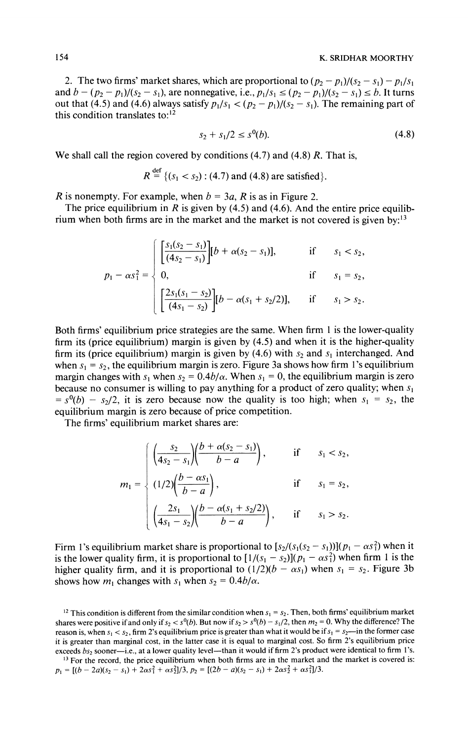2. The two firms' market shares, which are proportional to $(p_2 - p_1)/(s_2 - s_1) - p_1/s_1$ and $b - (p_2 - p_1)/(s_2 - s_1)$, are nonnegative, i.e., $p_1/s_1 \leq (p_2 - p_1)/(s_2 - s_1) \leq b$. It turns out that (4.5) and (4.6) always satisfy $p_1/s_1 < (p_2 - p_1)/(s_2 - s_1)$. The remaining part of this condition translates to:[12]

$$s_2 + s_1/2 \leq s^0(b). \tag{4.8}$$

We shall call the region covered by conditions (4.7) and (4.8) $R$. That is,

$$R \stackrel{\text{def}}{=} \{(s_1 < s_2) : (4.7) \text{ and } (4.8) \text{ are satisfied}\}.$$

$R$ is nonempty. For example, when $b = 3a$, $R$ is as in Figure 2.

The price equilibrium in $R$ is given by (4.5) and (4.6). And the entire price equilibrium when both firms are in the market and the market is not covered is given by:[13]

$$p_1 - \alpha s_1^2 = \begin{cases} \left[\dfrac{s_1(s_2 - s_1)}{(4s_2 - s_1)}\right][b + \alpha(s_2 - s_1)], & \text{if} \quad s_1 < s_2, \\ 0, & \text{if} \quad s_1 = s_2, \\ \left[\dfrac{2s_1(s_1 - s_2)}{(4s_1 - s_2)}\right][b - \alpha(s_1 + s_2/2)], & \text{if} \quad s_1 > s_2. \end{cases}$$

Both firms' equilibrium price strategies are the same. When firm 1 is the lower-quality firm its (price equilibrium) margin is given by (4.5) and when it is the higher-quality firm its (price equilibrium) margin is given by (4.6) with $s_2$ and $s_1$ interchanged. And when $s_1 = s_2$, the equilibrium margin is zero. Figure 3a shows how firm 1's equilibrium margin changes with $s_1$ when $s_2 = 0.4b/\alpha$. When $s_1 = 0$, the equilibrium margin is zero because no consumer is willing to pay anything for a product of zero quality; when $s_1 = s^0(b) - s_2/2$, it is zero because now the quality is too high; when $s_1 = s_2$, the equilibrium margin is zero because of price competition.

The firms' equilibrium market shares are:

$$m_1 = \begin{cases} \left(\dfrac{s_2}{4s_2 - s_1}\right)\left(\dfrac{b + \alpha(s_2 - s_1)}{b - a}\right), & \text{if} \quad s_1 < s_2, \\ (1/2)\left(\dfrac{b - \alpha s_1}{b - a}\right), & \text{if} \quad s_1 = s_2, \\ \left(\dfrac{2s_1}{4s_1 - s_2}\right)\left(\dfrac{b - \alpha(s_1 + s_2/2)}{b - a}\right), & \text{if} \quad s_1 > s_2. \end{cases}$$

Firm 1's equilibrium market share is proportional to $[s_2/(s_1(s_2 - s_1))](p_1 - \alpha s_1^2)$ when it is the lower quality firm, it is proportional to $[1/(s_1 - s_2)](p_1 - \alpha s_1^2)$ when firm 1 is the higher quality firm, and it is proportional to $(1/2)(b - \alpha s_1)$ when $s_1 = s_2$. Figure 3b shows how $m_1$ changes with $s_1$ when $s_2 = 0.4b/\alpha$.

[12] This condition is different from the similar condition when $s_1 = s_2$. Then, both firms' equilibrium market shares were positive if and only if $s_2 < s^0(b)$. But now if $s_2 > s^0(b) - s_1/2$, then $m_2 = 0$. Why the difference? The reason is, when $s_1 < s_2$, firm 2's equilibrium price is greater than what it would be if $s_1 = s_2$—in the former case it is greater than marginal cost, in the latter case it is equal to marginal cost. So firm 2's equilibrium price exceeds $bs_2$ sooner—i.e., at a lower quality level—than it would if firm 2's product were identical to firm 1's.

[13] For the record, the price equilibrium when both firms are in the market and the market is covered is: $p_1 = [(b - 2a)(s_2 - s_1) + 2\alpha s_1^2 + \alpha s_2^2]/3$, $p_2 = [(2b - a)(s_2 - s_1) + 2\alpha s_2^2 + \alpha s_1^2]/3$.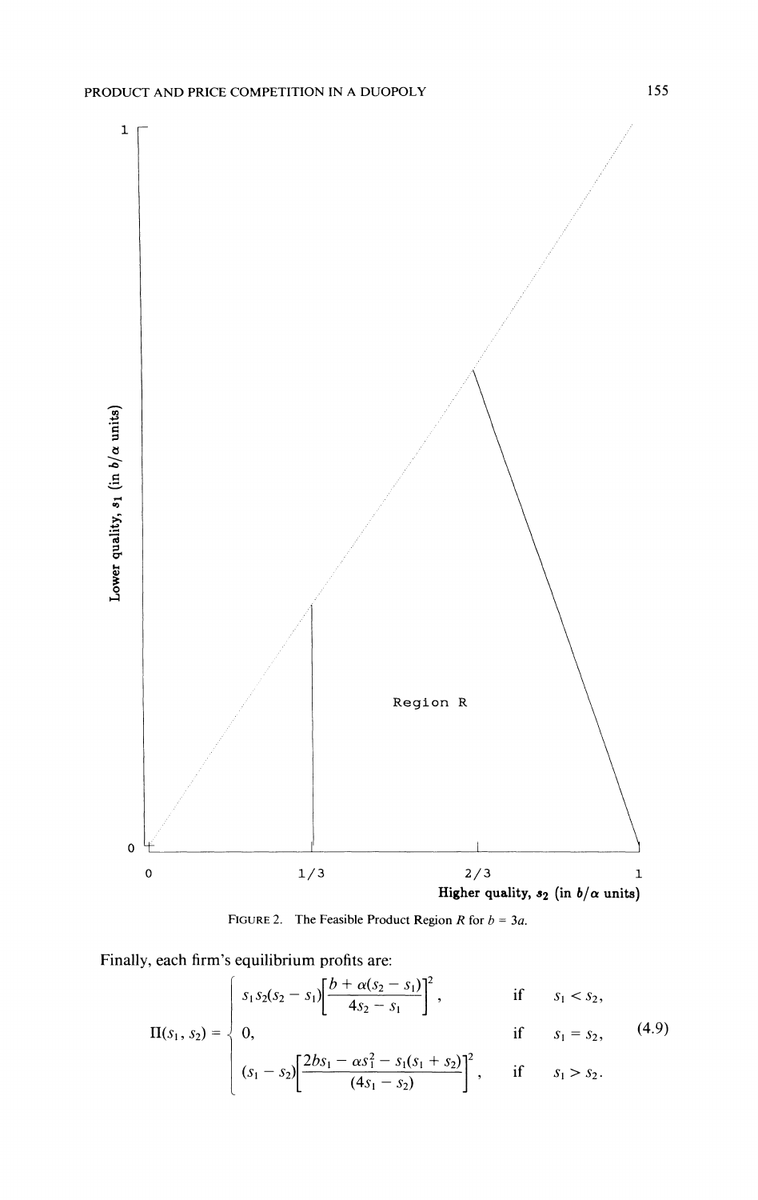FIGURE 2. The Feasible Product Region $R$ for $b = 3a$.

Finally, each firm's equilibrium profits are:

$$
\Pi(s_1, s_2) = \begin{cases} s_1 s_2 (s_2 - s_1) \left[ \dfrac{b + \alpha(s_2 - s_1)}{4s_2 - s_1} \right]^2, & \text{if} \quad s_1 < s_2, \\ 0, & \text{if} \quad s_1 = s_2, \\ (s_1 - s_2) \left[ \dfrac{2bs_1 - \alpha s_1^2 - s_1(s_1 + s_2)}{(4s_1 - s_2)} \right]^2, & \text{if} \quad s_1 > s_2. \end{cases} \tag{4.9}
$$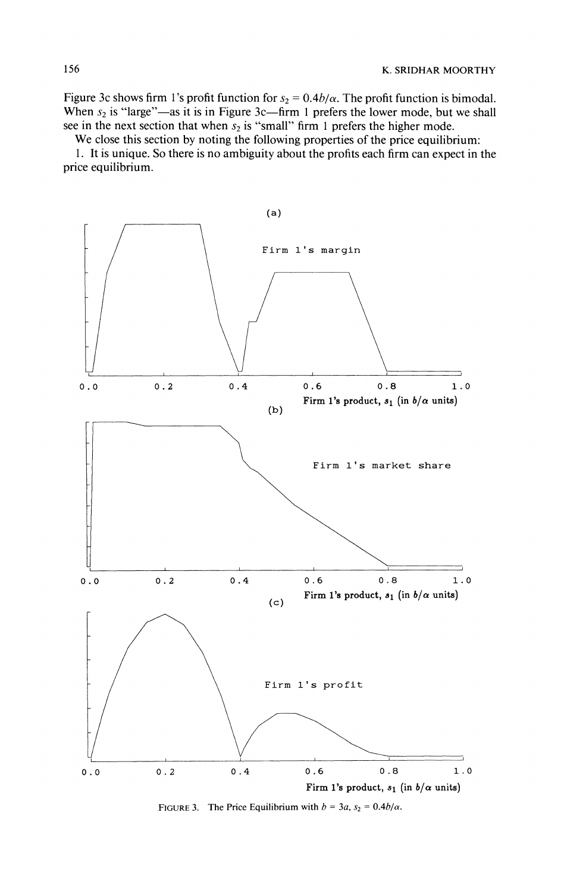Figure 3c shows firm 1's profit function for $s_2 = 0.4b/\alpha$. The profit function is bimodal. When $s_2$ is "large"—as it is in Figure 3c—firm 1 prefers the lower mode, but we shall see in the next section that when $s_2$ is "small" firm 1 prefers the higher mode.

We close this section by noting the following properties of the price equilibrium:

1. It is unique. So there is no ambiguity about the profits each firm can expect in the price equilibrium.

FIGURE 3. The Price Equilibrium with $b = 3a$, $s_2 = 0.4b/\alpha$.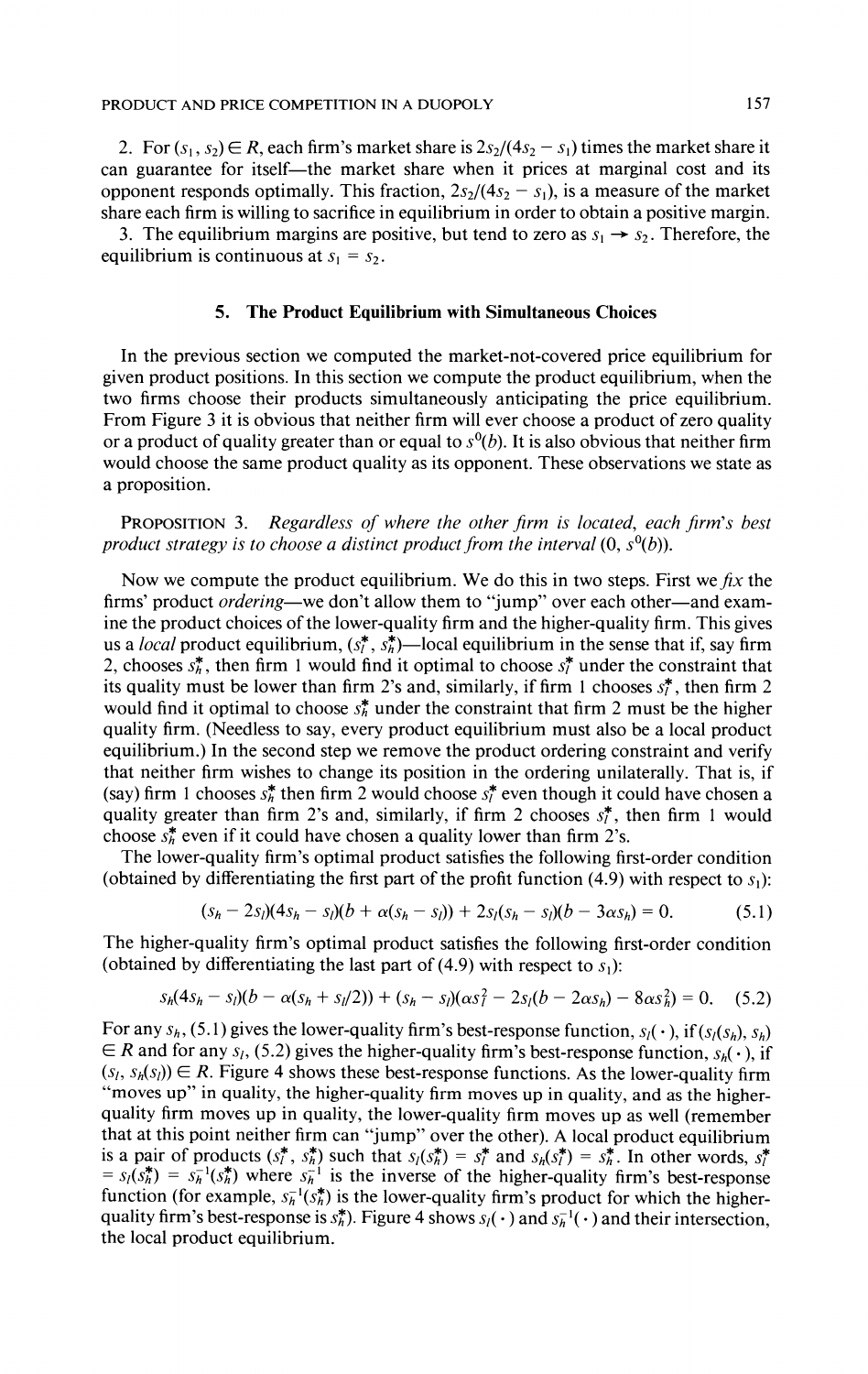2. For $(s_1, s_2) \in R$, each firm's market share is $2s_2/(4s_2 - s_1)$ times the market share it can guarantee for itself—the market share when it prices at marginal cost and its opponent responds optimally. This fraction, $2s_2/(4s_2 - s_1)$, is a measure of the market share each firm is willing to sacrifice in equilibrium in order to obtain a positive margin.

3. The equilibrium margins are positive, but tend to zero as $s_1 \to s_2$. Therefore, the equilibrium is continuous at $s_1 = s_2$.

## 5. The Product Equilibrium with Simultaneous Choices

In the previous section we computed the market-not-covered price equilibrium for given product positions. In this section we compute the product equilibrium, when the two firms choose their products simultaneously anticipating the price equilibrium. From Figure 3 it is obvious that neither firm will ever choose a product of zero quality or a product of quality greater than or equal to $s^0(b)$. It is also obvious that neither firm would choose the same product quality as its opponent. These observations we state as a proposition.

PROPOSITION 3. *Regardless of where the other firm is located, each firm's best product strategy is to choose a distinct product from the interval* $(0, s^0(b))$.

Now we compute the product equilibrium. We do this in two steps. First we *fix* the firms' product *ordering*—we don't allow them to "jump" over each other—and examine the product choices of the lower-quality firm and the higher-quality firm. This gives us a *local* product equilibrium, $(s_l^*, s_h^*)$—local equilibrium in the sense that if, say firm 2, chooses $s_h^*$, then firm 1 would find it optimal to choose $s_l^*$ under the constraint that its quality must be lower than firm 2's and, similarly, if firm 1 chooses $s_l^*$, then firm 2 would find it optimal to choose $s_h^*$ under the constraint that firm 2 must be the higher quality firm. (Needless to say, every product equilibrium must also be a local product equilibrium.) In the second step we remove the product ordering constraint and verify that neither firm wishes to change its position in the ordering unilaterally. That is, if (say) firm 1 chooses $s_h^*$ then firm 2 would choose $s_l^*$ even though it could have chosen a quality greater than firm 2's and, similarly, if firm 2 chooses $s_l^*$, then firm 1 would choose $s_h^*$ even if it could have chosen a quality lower than firm 2's.

The lower-quality firm's optimal product satisfies the following first-order condition (obtained by differentiating the first part of the profit function (4.9) with respect to $s_1$):

$$(s_h - 2s_l)(4s_h - s_l)(b + \alpha(s_h - s_l)) + 2s_l(s_h - s_l)(b - 3\alpha s_h) = 0. \tag{5.1}$$

The higher-quality firm's optimal product satisfies the following first-order condition (obtained by differentiating the last part of (4.9) with respect to $s_1$):

$$s_h(4s_h - s_l)(b - \alpha(s_h + s_l/2)) + (s_h - s_l)(\alpha s_l^2 - 2s_l(b - 2\alpha s_h) - 8\alpha s_h^2) = 0. \tag{5.2}$$

For any $s_h$, (5.1) gives the lower-quality firm's best-response function, $s_l(\cdot)$, if $(s_l(s_h), s_h) \in R$ and for any $s_l$, (5.2) gives the higher-quality firm's best-response function, $s_h(\cdot)$, if $(s_l, s_h(s_l)) \in R$. Figure 4 shows these best-response functions. As the lower-quality firm "moves up" in quality, the higher-quality firm moves up in quality, and as the higher-quality firm moves up in quality, the lower-quality firm moves up as well (remember that at this point neither firm can "jump" over the other). A local product equilibrium is a pair of products $(s_l^*, s_h^*)$ such that $s_l(s_h^*) = s_l^*$ and $s_h(s_l^*) = s_h^*$. In other words, $s_l^* = s_l(s_h^*) = s_h^{-1}(s_h^*)$ where $s_h^{-1}$ is the inverse of the higher-quality firm's best-response function (for example, $s_h^{-1}(s_h^*)$ is the lower-quality firm's product for which the higher-quality firm's best-response is $s_h^*$). Figure 4 shows $s_l(\cdot)$ and $s_h^{-1}(\cdot)$ and their intersection, the local product equilibrium.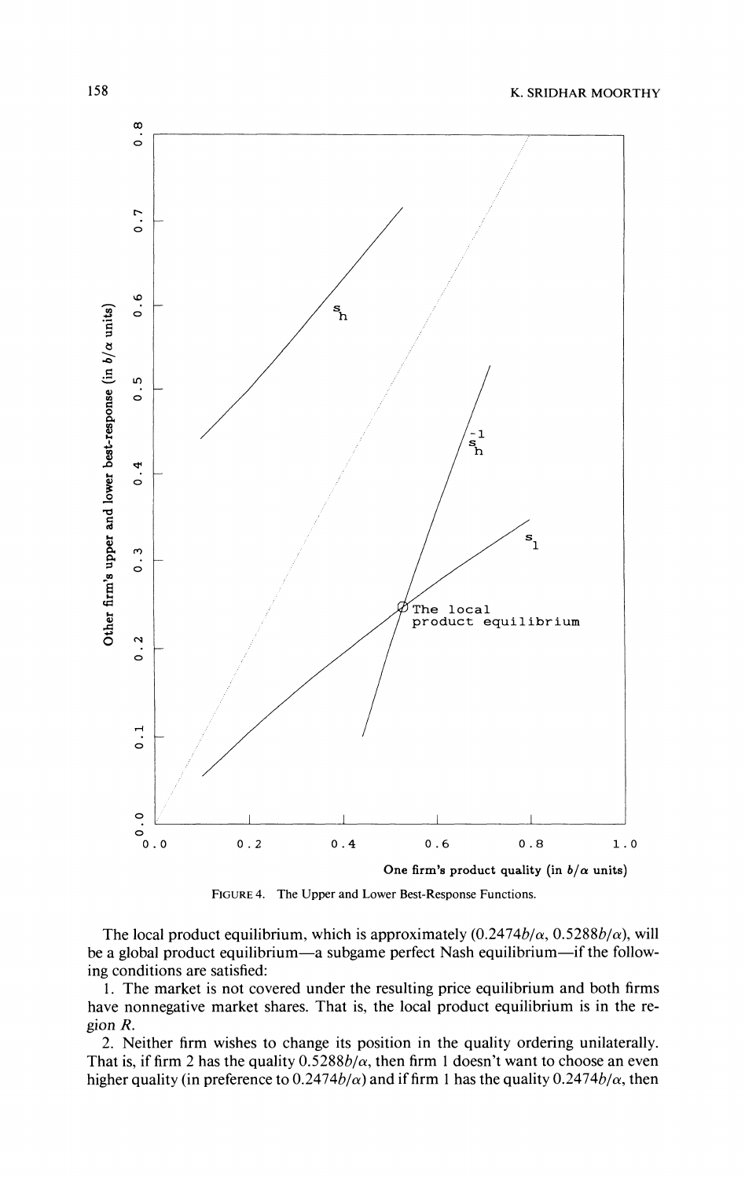FIGURE 4. The Upper and Lower Best-Response Functions.

The local product equilibrium, which is approximately $(0.2474b/\alpha, 0.5288b/\alpha)$, will be a global product equilibrium—a subgame perfect Nash equilibrium—if the following conditions are satisfied:

1. The market is not covered under the resulting price equilibrium and both firms have nonnegative market shares. That is, the local product equilibrium is in the region $R$.

2. Neither firm wishes to change its position in the quality ordering unilaterally. That is, if firm 2 has the quality $0.5288b/\alpha$, then firm 1 doesn't want to choose an even higher quality (in preference to $0.2474b/\alpha$) and if firm 1 has the quality $0.2474b/\alpha$, then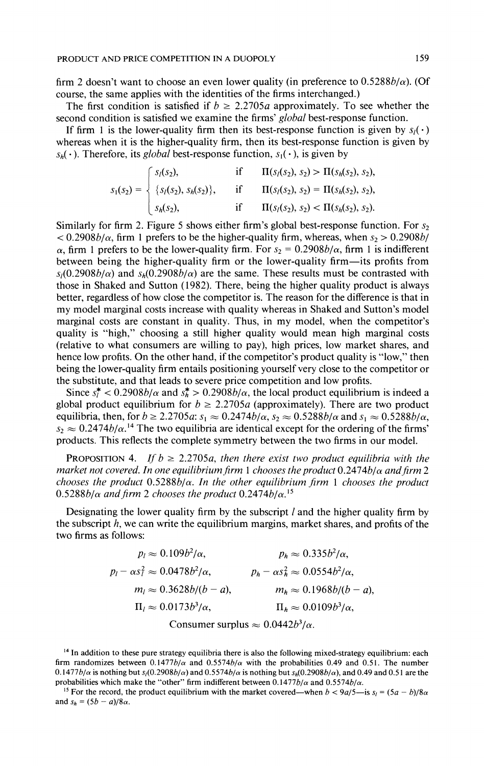firm 2 doesn't want to choose an even lower quality (in preference to $0.5288b/\alpha$). (Of course, the same applies with the identities of the firms interchanged.)

The first condition is satisfied if $b \geq 2.2705a$ approximately. To see whether the second condition is satisfied we examine the firms' *global* best-response function.

If firm 1 is the lower-quality firm then its best-response function is given by $s_l(\cdot)$ whereas when it is the higher-quality firm, then its best-response function is given by $s_h(\cdot)$. Therefore, its *global* best-response function, $s_1(\cdot)$, is given by

$$s_1(s_2) = \begin{cases} s_l(s_2), & \text{if} \quad \Pi(s_l(s_2), s_2) > \Pi(s_h(s_2), s_2), \\ \{s_l(s_2), s_h(s_2)\}, & \text{if} \quad \Pi(s_l(s_2), s_2) = \Pi(s_h(s_2), s_2), \\ s_h(s_2), & \text{if} \quad \Pi(s_l(s_2), s_2) < \Pi(s_h(s_2), s_2). \end{cases}$$

Similarly for firm 2. Figure 5 shows either firm's global best-response function. For $s_2 < 0.2908b/\alpha$, firm 1 prefers to be the higher-quality firm, whereas, when $s_2 > 0.2908b/\alpha$, firm 1 prefers to be the lower-quality firm. For $s_2 = 0.2908b/\alpha$, firm 1 is indifferent between being the higher-quality firm or the lower-quality firm—its profits from $s_l(0.2908b/\alpha)$ and $s_h(0.2908b/\alpha)$ are the same. These results must be contrasted with those in Shaked and Sutton (1982). There, being the higher quality product is always better, regardless of how close the competitor is. The reason for the difference is that in my model marginal costs increase with quality whereas in Shaked and Sutton's model marginal costs are constant in quality. Thus, in my model, when the competitor's quality is "high," choosing a still higher quality would mean high marginal costs (relative to what consumers are willing to pay), high prices, low market shares, and hence low profits. On the other hand, if the competitor's product quality is "low," then being the lower-quality firm entails positioning yourself very close to the competitor or the substitute, and that leads to severe price competition and low profits.

Since $s_l^* < 0.2908b/\alpha$ and $s_h^* > 0.2908b/\alpha$, the local product equilibrium is indeed a global product equilibrium for $b \geq 2.2705a$ (approximately). There are two product equilibria, then, for $b \geq 2.2705a$: $s_1 \approx 0.2474b/\alpha$, $s_2 \approx 0.5288b/\alpha$ and $s_1 \approx 0.5288b/\alpha$, $s_2 \approx 0.2474b/\alpha$.[14] The two equilibria are identical except for the ordering of the firms' products. This reflects the complete symmetry between the two firms in our model.

PROPOSITION 4. *If $b \geq 2.2705a$, then there exist two product equilibria with the market not covered. In one equilibrium firm 1 chooses the product $0.2474b/\alpha$ and firm 2 chooses the product $0.5288b/\alpha$. In the other equilibrium firm 1 chooses the product $0.5288b/\alpha$ and firm 2 chooses the product $0.2474b/\alpha$.*[15]

Designating the lower quality firm by the subscript $l$ and the higher quality firm by the subscript $h$, we can write the equilibrium margins, market shares, and profits of the two firms as follows:

$$p_l \approx 0.109b^2/\alpha, \qquad p_h \approx 0.335b^2/\alpha,$$

$$p_l - \alpha s_l^2 \approx 0.0478b^2/\alpha, \qquad p_h - \alpha s_h^2 \approx 0.0554b^2/\alpha,$$

$$m_l \approx 0.3628b/(b-a), \qquad m_h \approx 0.1968b/(b-a),$$

$$\Pi_l \approx 0.0173b^3/\alpha, \qquad \Pi_h \approx 0.0109b^3/\alpha,$$

$$\text{Consumer surplus} \approx 0.0442b^3/\alpha.$$

[14] In addition to these pure strategy equilibria there is also the following mixed-strategy equilibrium: each firm randomizes between $0.1477b/\alpha$ and $0.5574b/\alpha$ with the probabilities 0.49 and 0.51. The number $0.1477b/\alpha$ is nothing but $s_l(0.2908b/\alpha)$ and $0.5574b/\alpha$ is nothing but $s_h(0.2908b/\alpha)$, and 0.49 and 0.51 are the probabilities which make the "other" firm indifferent between $0.1477b/\alpha$ and $0.5574b/\alpha$.

[15] For the record, the product equilibrium with the market covered—when $b < 9a/5$—is $s_l = (5a - b)/8\alpha$ and $s_h = (5b - a)/8\alpha$.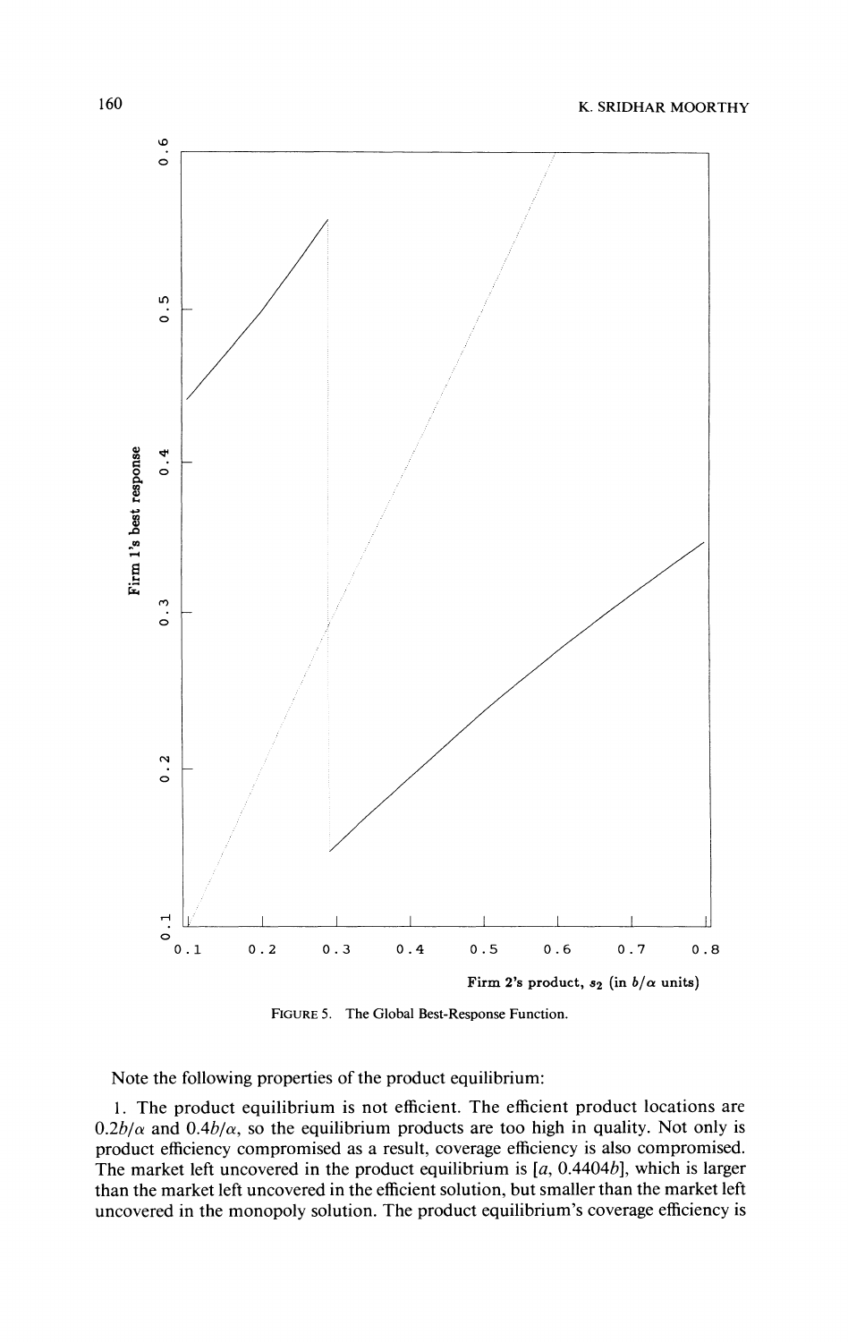FIGURE 5. The Global Best-Response Function.

Note the following properties of the product equilibrium:

1. The product equilibrium is not efficient. The efficient product locations are $0.2b/\alpha$ and $0.4b/\alpha$, so the equilibrium products are too high in quality. Not only is product efficiency compromised as a result, coverage efficiency is also compromised. The market left uncovered in the product equilibrium is $[a, 0.4404b]$, which is larger than the market left uncovered in the efficient solution, but smaller than the market left uncovered in the monopoly solution. The product equilibrium's coverage efficiency is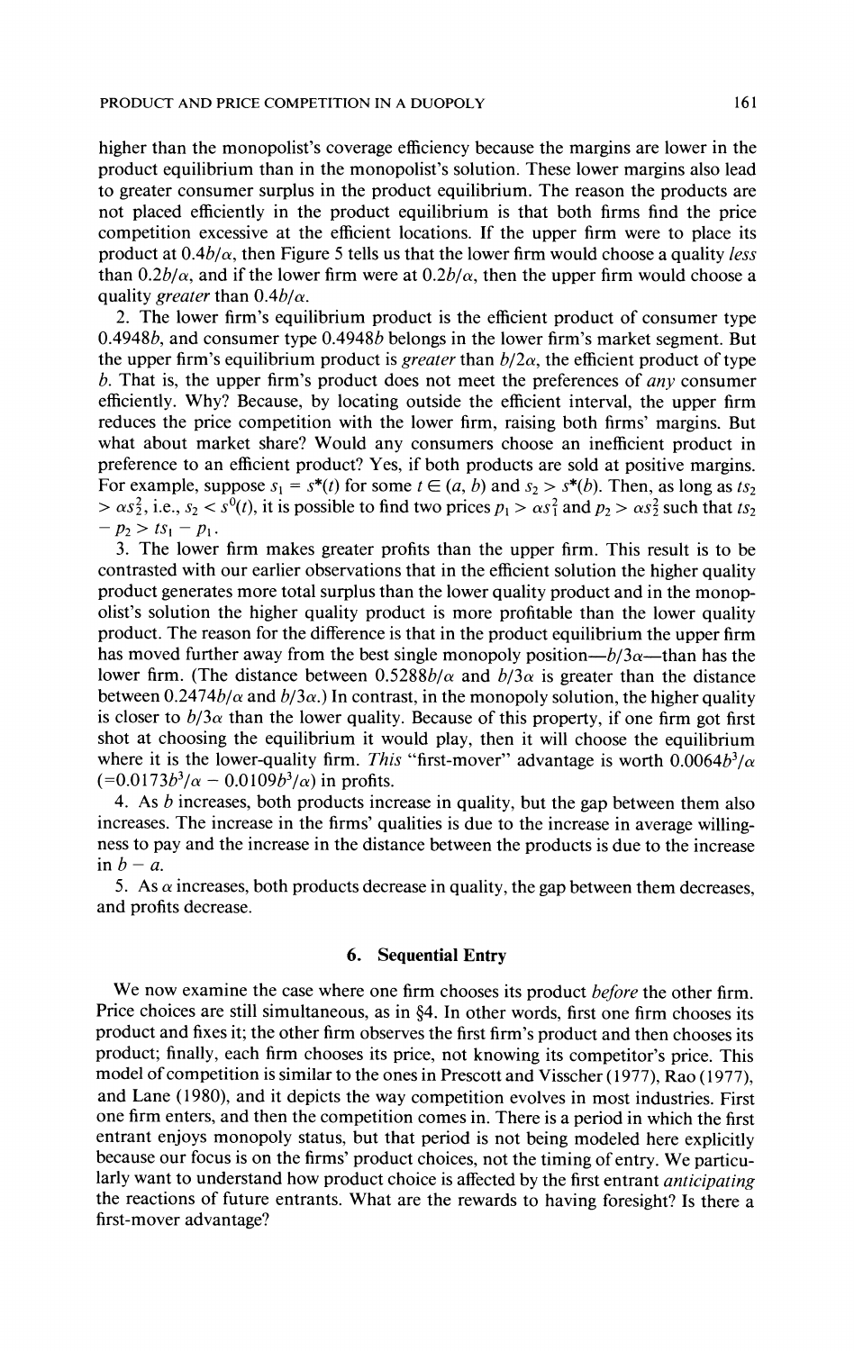higher than the monopolist's coverage efficiency because the margins are lower in the product equilibrium than in the monopolist's solution. These lower margins also lead to greater consumer surplus in the product equilibrium. The reason the products are not placed efficiently in the product equilibrium is that both firms find the price competition excessive at the efficient locations. If the upper firm were to place its product at $0.4b/\alpha$, then Figure 5 tells us that the lower firm would choose a quality *less* than $0.2b/\alpha$, and if the lower firm were at $0.2b/\alpha$, then the upper firm would choose a quality *greater* than $0.4b/\alpha$.

2. The lower firm's equilibrium product is the efficient product of consumer type $0.4948b$, and consumer type $0.4948b$ belongs in the lower firm's market segment. But the upper firm's equilibrium product is *greater* than $b/2\alpha$, the efficient product of type $b$. That is, the upper firm's product does not meet the preferences of *any* consumer efficiently. Why? Because, by locating outside the efficient interval, the upper firm reduces the price competition with the lower firm, raising both firms' margins. But what about market share? Would any consumers choose an inefficient product in preference to an efficient product? Yes, if both products are sold at positive margins. For example, suppose $s_1 = s^*(t)$ for some $t \in (a, b)$ and $s_2 > s^*(b)$. Then, as long as $ts_2 > \alpha s_2^2$, i.e., $s_2 < s^0(t)$, it is possible to find two prices $p_1 > \alpha s_1^2$ and $p_2 > \alpha s_2^2$ such that $ts_2 - p_2 > ts_1 - p_1$.

3. The lower firm makes greater profits than the upper firm. This result is to be contrasted with our earlier observations that in the efficient solution the higher quality product generates more total surplus than the lower quality product and in the monopolist's solution the higher quality product is more profitable than the lower quality product. The reason for the difference is that in the product equilibrium the upper firm has moved further away from the best single monopoly position—$b/3\alpha$—than has the lower firm. (The distance between $0.5288b/\alpha$ and $b/3\alpha$ is greater than the distance between $0.2474b/\alpha$ and $b/3\alpha$.) In contrast, in the monopoly solution, the higher quality is closer to $b/3\alpha$ than the lower quality. Because of this property, if one firm got first shot at choosing the equilibrium it would play, then it will choose the equilibrium where it is the lower-quality firm. *This* "first-mover" advantage is worth $0.0064b^3/\alpha$ $(=0.0173b^3/\alpha - 0.0109b^3/\alpha)$ in profits.

4. As $b$ increases, both products increase in quality, but the gap between them also increases. The increase in the firms' qualities is due to the increase in average willingness to pay and the increase in the distance between the products is due to the increase in $b - a$.

5. As $\alpha$ increases, both products decrease in quality, the gap between them decreases, and profits decrease.

## 6. Sequential Entry

We now examine the case where one firm chooses its product *before* the other firm. Price choices are still simultaneous, as in §4. In other words, first one firm chooses its product and fixes it; the other firm observes the first firm's product and then chooses its product; finally, each firm chooses its price, not knowing its competitor's price. This model of competition is similar to the ones in Prescott and Visscher (1977), Rao (1977), and Lane (1980), and it depicts the way competition evolves in most industries. First one firm enters, and then the competition comes in. There is a period in which the first entrant enjoys monopoly status, but that period is not being modeled here explicitly because our focus is on the firms' product choices, not the timing of entry. We particularly want to understand how product choice is affected by the first entrant *anticipating* the reactions of future entrants. What are the rewards to having foresight? Is there a first-mover advantage?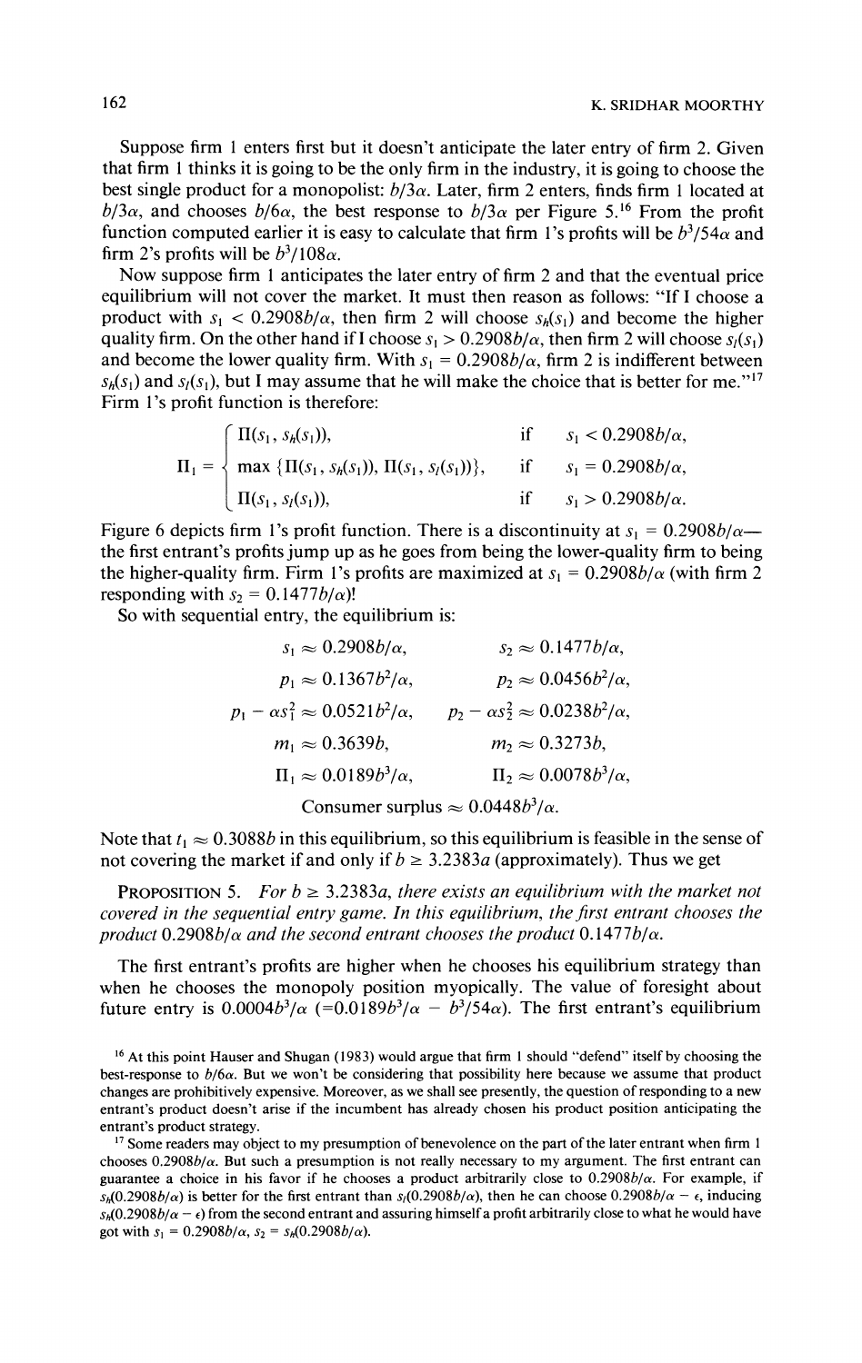Suppose firm 1 enters first but it doesn't anticipate the later entry of firm 2. Given that firm 1 thinks it is going to be the only firm in the industry, it is going to choose the best single product for a monopolist: $b/3\alpha$. Later, firm 2 enters, finds firm 1 located at $b/3\alpha$, and chooses $b/6\alpha$, the best response to $b/3\alpha$ per Figure 5.[16] From the profit function computed earlier it is easy to calculate that firm 1's profits will be $b^3/54\alpha$ and firm 2's profits will be $b^3/108\alpha$.

Now suppose firm 1 anticipates the later entry of firm 2 and that the eventual price equilibrium will not cover the market. It must then reason as follows: "If I choose a product with $s_1 < 0.2908b/\alpha$, then firm 2 will choose $s_h(s_1)$ and become the higher quality firm. On the other hand if I choose $s_1 > 0.2908b/\alpha$, then firm 2 will choose $s_l(s_1)$ and become the lower quality firm. With $s_1 = 0.2908b/\alpha$, firm 2 is indifferent between $s_h(s_1)$ and $s_l(s_1)$, but I may assume that he will make the choice that is better for me."[17] Firm 1's profit function is therefore:

$$\Pi_1 = \begin{cases} \Pi(s_1, s_h(s_1)), & \text{if} \quad s_1 < 0.2908b/\alpha, \\ \max\{\Pi(s_1, s_h(s_1)), \Pi(s_1, s_l(s_1))\}, & \text{if} \quad s_1 = 0.2908b/\alpha, \\ \Pi(s_1, s_l(s_1)), & \text{if} \quad s_1 > 0.2908b/\alpha. \end{cases}$$

Figure 6 depicts firm 1's profit function. There is a discontinuity at $s_1 = 0.2908b/\alpha$—the first entrant's profits jump up as he goes from being the lower-quality firm to being the higher-quality firm. Firm 1's profits are maximized at $s_1 = 0.2908b/\alpha$ (with firm 2 responding with $s_2 = 0.1477b/\alpha$)!

So with sequential entry, the equilibrium is:

$$\begin{aligned} s_1 &\approx 0.2908b/\alpha, & s_2 &\approx 0.1477b/\alpha, \\ p_1 &\approx 0.1367b^2/\alpha, & p_2 &\approx 0.0456b^2/\alpha, \\ p_1 - \alpha s_1^2 &\approx 0.0521b^2/\alpha, & p_2 - \alpha s_2^2 &\approx 0.0238b^2/\alpha, \\ m_1 &\approx 0.3639b, & m_2 &\approx 0.3273b, \\ \Pi_1 &\approx 0.0189b^3/\alpha, & \Pi_2 &\approx 0.0078b^3/\alpha, \end{aligned}$$

$$\text{Consumer surplus} \approx 0.0448b^3/\alpha.$$

Note that $t_1 \approx 0.3088b$ in this equilibrium, so this equilibrium is feasible in the sense of not covering the market if and only if $b \geq 3.2383a$ (approximately). Thus we get

**PROPOSITION 5.** *For $b \geq 3.2383a$, there exists an equilibrium with the market not covered in the sequential entry game. In this equilibrium, the first entrant chooses the product $0.2908b/\alpha$ and the second entrant chooses the product $0.1477b/\alpha$.*

The first entrant's profits are higher when he chooses his equilibrium strategy than when he chooses the monopoly position myopically. The value of foresight about future entry is $0.0004b^3/\alpha$ ($= 0.0189b^3/\alpha - b^3/54\alpha$). The first entrant's equilibrium

[16] At this point Hauser and Shugan (1983) would argue that firm 1 should "defend" itself by choosing the best-response to $b/6\alpha$. But we won't be considering that possibility here because we assume that product changes are prohibitively expensive. Moreover, as we shall see presently, the question of responding to a new entrant's product doesn't arise if the incumbent has already chosen his product position anticipating the entrant's product strategy.

[17] Some readers may object to my presumption of benevolence on the part of the later entrant when firm 1 chooses $0.2908b/\alpha$. But such a presumption is not really necessary to my argument. The first entrant can guarantee a choice in his favor if he chooses a product arbitrarily close to $0.2908b/\alpha$. For example, if $s_h(0.2908b/\alpha)$ is better for the first entrant than $s_l(0.2908b/\alpha)$, then he can choose $0.2908b/\alpha - \epsilon$, inducing $s_h(0.2908b/\alpha - \epsilon)$ from the second entrant and assuring himself a profit arbitrarily close to what he would have got with $s_1 = 0.2908b/\alpha$, $s_2 = s_h(0.2908b/\alpha)$.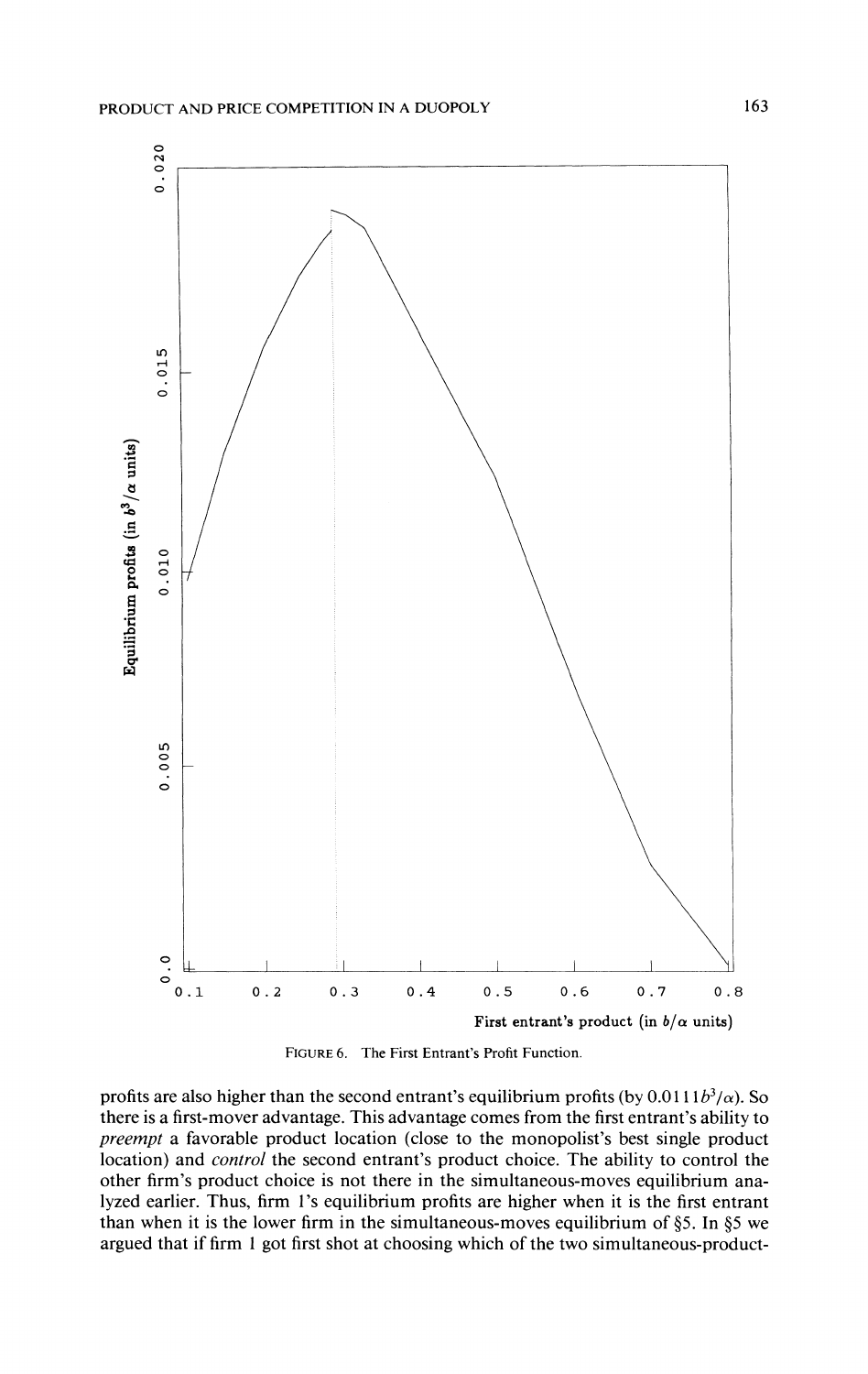FIGURE 6. The First Entrant's Profit Function.

profits are also higher than the second entrant's equilibrium profits (by $0.0111b^3/\alpha$). So there is a first-mover advantage. This advantage comes from the first entrant's ability to *preempt* a favorable product location (close to the monopolist's best single product location) and *control* the second entrant's product choice. The ability to control the other firm's product choice is not there in the simultaneous-moves equilibrium analyzed earlier. Thus, firm 1's equilibrium profits are higher when it is the first entrant than when it is the lower firm in the simultaneous-moves equilibrium of §5. In §5 we argued that if firm 1 got first shot at choosing which of the two simultaneous-product-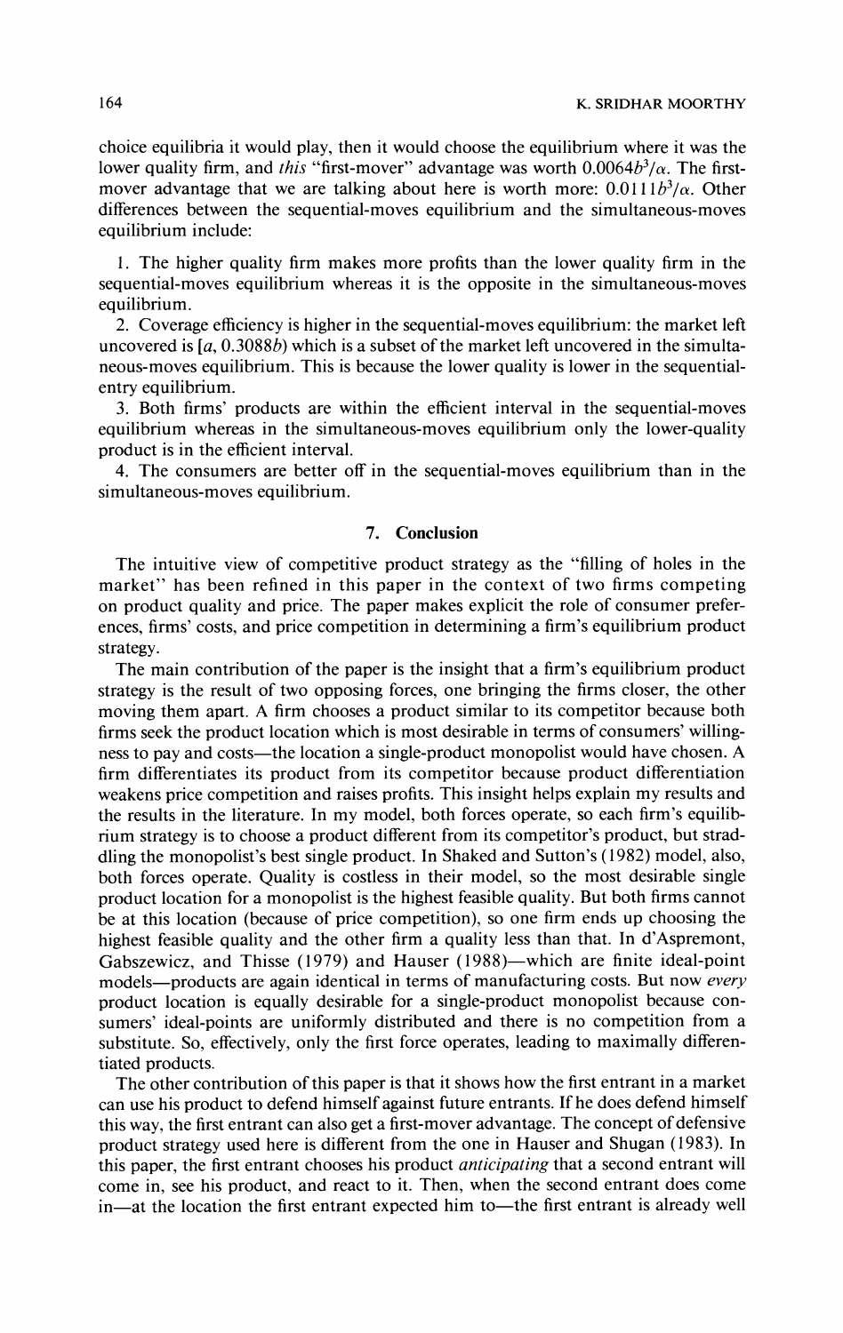choice equilibria it would play, then it would choose the equilibrium where it was the lower quality firm, and *this* "first-mover" advantage was worth $0.0064b^3/\alpha$. The first-mover advantage that we are talking about here is worth more: $0.0111b^3/\alpha$. Other differences between the sequential-moves equilibrium and the simultaneous-moves equilibrium include:

1. The higher quality firm makes more profits than the lower quality firm in the sequential-moves equilibrium whereas it is the opposite in the simultaneous-moves equilibrium.
2. Coverage efficiency is higher in the sequential-moves equilibrium: the market left uncovered is $[a, 0.3088b)$ which is a subset of the market left uncovered in the simultaneous-moves equilibrium. This is because the lower quality is lower in the sequential-entry equilibrium.
3. Both firms' products are within the efficient interval in the sequential-moves equilibrium whereas in the simultaneous-moves equilibrium only the lower-quality product is in the efficient interval.
4. The consumers are better off in the sequential-moves equilibrium than in the simultaneous-moves equilibrium.

## 7. Conclusion

The intuitive view of competitive product strategy as the "filling of holes in the market" has been refined in this paper in the context of two firms competing on product quality and price. The paper makes explicit the role of consumer preferences, firms' costs, and price competition in determining a firm's equilibrium product strategy.

The main contribution of the paper is the insight that a firm's equilibrium product strategy is the result of two opposing forces, one bringing the firms closer, the other moving them apart. A firm chooses a product similar to its competitor because both firms seek the product location which is most desirable in terms of consumers' willingness to pay and costs—the location a single-product monopolist would have chosen. A firm differentiates its product from its competitor because product differentiation weakens price competition and raises profits. This insight helps explain my results and the results in the literature. In my model, both forces operate, so each firm's equilibrium strategy is to choose a product different from its competitor's product, but straddling the monopolist's best single product. In Shaked and Sutton's (1982) model, also, both forces operate. Quality is costless in their model, so the most desirable single product location for a monopolist is the highest feasible quality. But both firms cannot be at this location (because of price competition), so one firm ends up choosing the highest feasible quality and the other firm a quality less than that. In d'Aspremont, Gabszewicz, and Thisse (1979) and Hauser (1988)—which are finite ideal-point models—products are again identical in terms of manufacturing costs. But now *every* product location is equally desirable for a single-product monopolist because consumers' ideal-points are uniformly distributed and there is no competition from a substitute. So, effectively, only the first force operates, leading to maximally differentiated products.

The other contribution of this paper is that it shows how the first entrant in a market can use his product to defend himself against future entrants. If he does defend himself this way, the first entrant can also get a first-mover advantage. The concept of defensive product strategy used here is different from the one in Hauser and Shugan (1983). In this paper, the first entrant chooses his product *anticipating* that a second entrant will come in, see his product, and react to it. Then, when the second entrant does come in—at the location the first entrant expected him to—the first entrant is already well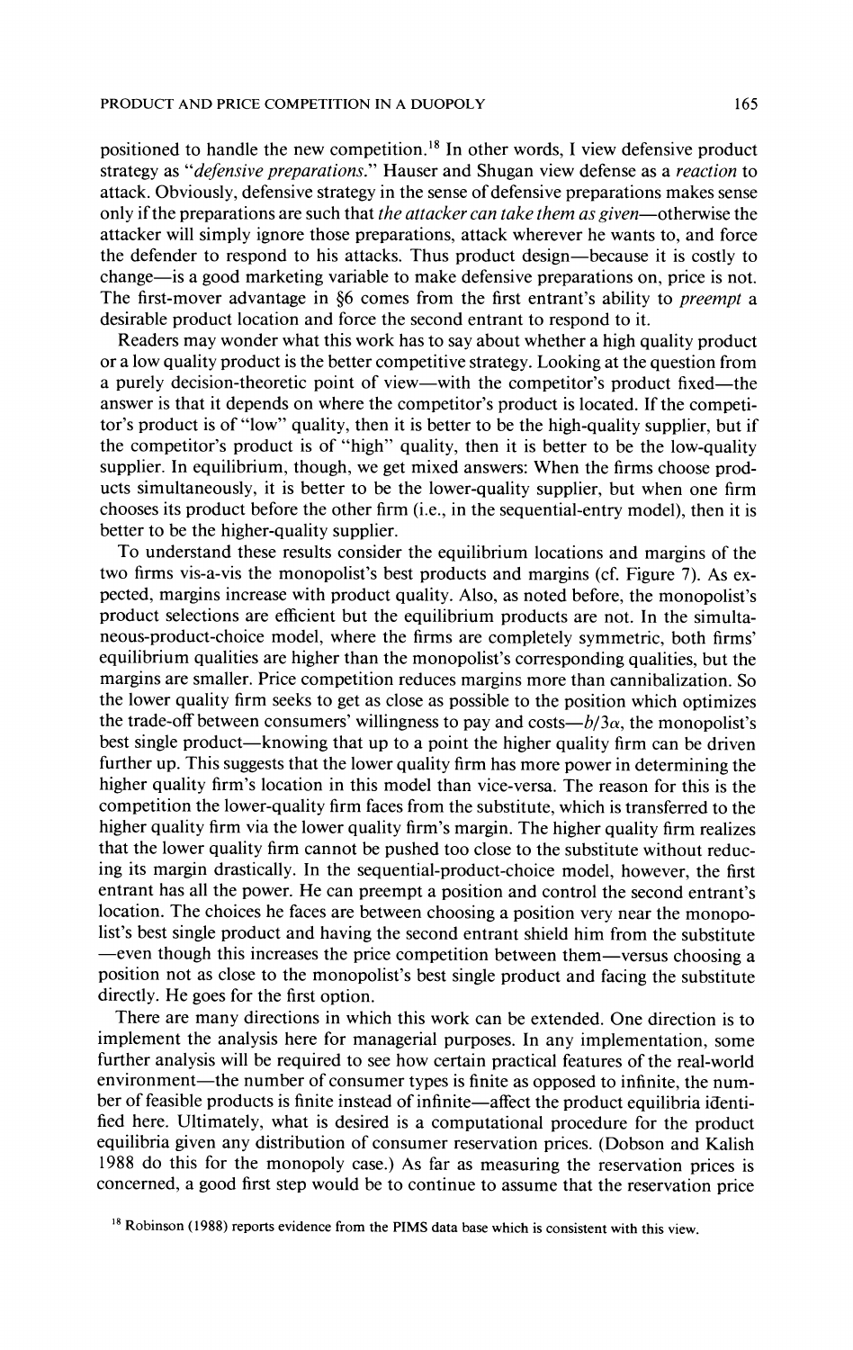positioned to handle the new competition.[18] In other words, I view defensive product strategy as "*defensive preparations*." Hauser and Shugan view defense as a *reaction* to attack. Obviously, defensive strategy in the sense of defensive preparations makes sense only if the preparations are such that *the attacker can take them as given*—otherwise the attacker will simply ignore those preparations, attack wherever he wants to, and force the defender to respond to his attacks. Thus product design—because it is costly to change—is a good marketing variable to make defensive preparations on, price is not. The first-mover advantage in §6 comes from the first entrant's ability to *preempt* a desirable product location and force the second entrant to respond to it.

Readers may wonder what this work has to say about whether a high quality product or a low quality product is the better competitive strategy. Looking at the question from a purely decision-theoretic point of view—with the competitor's product fixed—the answer is that it depends on where the competitor's product is located. If the competitor's product is of "low" quality, then it is better to be the high-quality supplier, but if the competitor's product is of "high" quality, then it is better to be the low-quality supplier. In equilibrium, though, we get mixed answers: When the firms choose products simultaneously, it is better to be the lower-quality supplier, but when one firm chooses its product before the other firm (i.e., in the sequential-entry model), then it is better to be the higher-quality supplier.

To understand these results consider the equilibrium locations and margins of the two firms vis-a-vis the monopolist's best products and margins (cf. Figure 7). As expected, margins increase with product quality. Also, as noted before, the monopolist's product selections are efficient but the equilibrium products are not. In the simultaneous-product-choice model, where the firms are completely symmetric, both firms' equilibrium qualities are higher than the monopolist's corresponding qualities, but the margins are smaller. Price competition reduces margins more than cannibalization. So the lower quality firm seeks to get as close as possible to the position which optimizes the trade-off between consumers' willingness to pay and costs—$b/3\alpha$, the monopolist's best single product—knowing that up to a point the higher quality firm can be driven further up. This suggests that the lower quality firm has more power in determining the higher quality firm's location in this model than vice-versa. The reason for this is the competition the lower-quality firm faces from the substitute, which is transferred to the higher quality firm via the lower quality firm's margin. The higher quality firm realizes that the lower quality firm cannot be pushed too close to the substitute without reducing its margin drastically. In the sequential-product-choice model, however, the first entrant has all the power. He can preempt a position and control the second entrant's location. The choices he faces are between choosing a position very near the monopolist's best single product and having the second entrant shield him from the substitute—even though this increases the price competition between them—versus choosing a position not as close to the monopolist's best single product and facing the substitute directly. He goes for the first option.

There are many directions in which this work can be extended. One direction is to implement the analysis here for managerial purposes. In any implementation, some further analysis will be required to see how certain practical features of the real-world environment—the number of consumer types is finite as opposed to infinite, the number of feasible products is finite instead of infinite—affect the product equilibria identified here. Ultimately, what is desired is a computational procedure for the product equilibria given any distribution of consumer reservation prices. (Dobson and Kalish 1988 do this for the monopoly case.) As far as measuring the reservation prices is concerned, a good first step would be to continue to assume that the reservation price

[18] Robinson (1988) reports evidence from the PIMS data base which is consistent with this view.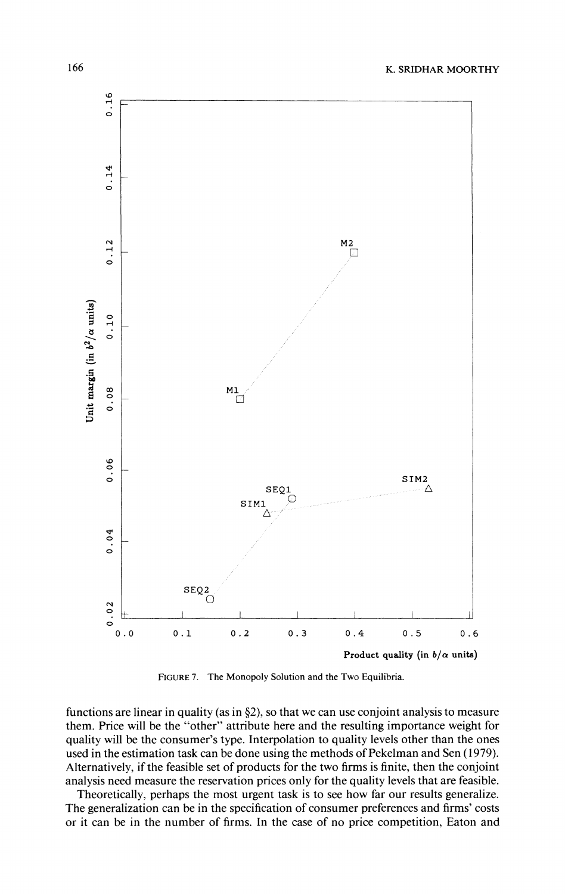FIGURE 7. The Monopoly Solution and the Two Equilibria.

functions are linear in quality (as in §2), so that we can use conjoint analysis to measure them. Price will be the "other" attribute here and the resulting importance weight for quality will be the consumer's type. Interpolation to quality levels other than the ones used in the estimation task can be done using the methods of Pekelman and Sen (1979). Alternatively, if the feasible set of products for the two firms is finite, then the conjoint analysis need measure the reservation prices only for the quality levels that are feasible.

Theoretically, perhaps the most urgent task is to see how far our results generalize. The generalization can be in the specification of consumer preferences and firms' costs or it can be in the number of firms. In the case of no price competition, Eaton and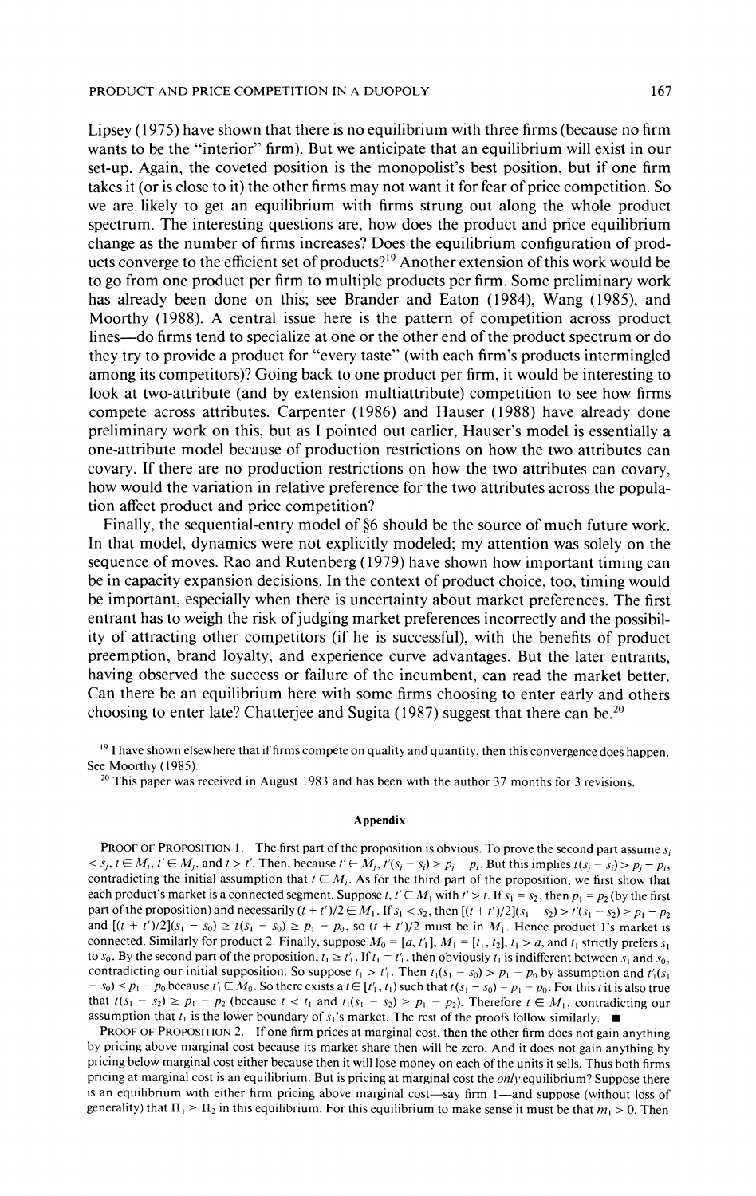Lipsey (1975) have shown that there is no equilibrium with three firms (because no firm wants to be the "interior" firm). But we anticipate that an equilibrium will exist in our set-up. Again, the coveted position is the monopolist's best position, but if one firm takes it (or is close to it) the other firms may not want it for fear of price competition. So we are likely to get an equilibrium with firms strung out along the whole product spectrum. The interesting questions are, how does the product and price equilibrium change as the number of firms increases? Does the equilibrium configuration of products converge to the efficient set of products?[19] Another extension of this work would be to go from one product per firm to multiple products per firm. Some preliminary work has already been done on this; see Brander and Eaton (1984), Wang (1985), and Moorthy (1988). A central issue here is the pattern of competition across product lines—do firms tend to specialize at one or the other end of the product spectrum or do they try to provide a product for "every taste" (with each firm's products intermingled among its competitors)? Going back to one product per firm, it would be interesting to look at two-attribute (and by extension multiattribute) competition to see how firms compete across attributes. Carpenter (1986) and Hauser (1988) have already done preliminary work on this, but as I pointed out earlier, Hauser's model is essentially a one-attribute model because of production restrictions on how the two attributes can covary. If there are no production restrictions on how the two attributes can covary, how would the variation in relative preference for the two attributes across the population affect product and price competition?

Finally, the sequential-entry model of §6 should be the source of much future work. In that model, dynamics were not explicitly modeled; my attention was solely on the sequence of moves. Rao and Rutenberg (1979) have shown how important timing can be in capacity expansion decisions. In the context of product choice, too, timing would be important, especially when there is uncertainty about market preferences. The first entrant has to weigh the risk of judging market preferences incorrectly and the possibility of attracting other competitors (if he is successful), with the benefits of product preemption, brand loyalty, and experience curve advantages. But the later entrants, having observed the success or failure of the incumbent, can read the market better. Can there be an equilibrium here with some firms choosing to enter early and others choosing to enter late? Chatterjee and Sugita (1987) suggest that there can be.[20]

[19] I have shown elsewhere that if firms compete on quality and quantity, then this convergence does happen. See Moorthy (1985).

[20] This paper was received in August 1983 and has been with the author 37 months for 3 revisions.

## Appendix

PROOF OF PROPOSITION 1. The first part of the proposition is obvious. To prove the second part assume $s_i < s_j$, $t \in M_i$, $t' \in M_j$, and $t > t'$. Then, because $t' \in M_j$, $t'(s_j - s_i) \geq p_j - p_i$. But this implies $t(s_j - s_i) > p_j - p_i$, contradicting the initial assumption that $t \in M_i$. As for the third part of the proposition, we first show that each product's market is a connected segment. Suppose $t, t' \in M_1$ with $t' > t$. If $s_1 = s_2$, then $p_1 = p_2$ (by the first part of the proposition) and necessarily $(t + t')/2 \in M_1$. If $s_1 < s_2$, then $[(t + t')/2](s_1 - s_2) > t'(s_1 - s_2) \geq p_1 - p_2$ and $[(t + t')/2](s_1 - s_0) \geq t(s_1 - s_0) \geq p_1 - p_0$, so $(t + t')/2$ must be in $M_1$. Hence product 1's market is connected. Similarly for product 2. Finally, suppose $M_0 = [a, t_1']$, $M_1 = [t_1, t_2]$, $t_1 > a$, and $t_1$ strictly prefers $s_1$ to $s_0$. By the second part of the proposition, $t_1 \geq t_1'$. If $t_1 = t_1'$, then obviously $t_1$ is indifferent between $s_1$ and $s_0$, contradicting our initial supposition. So suppose $t_1 > t_1'$. Then $t_1(s_1 - s_0) > p_1 - p_0$ by assumption and $t_1'(s_1 - s_0) \leq p_1 - p_0$ because $t_1' \in M_0$. So there exists a $t \in [t_1', t_1)$ such that $t(s_1 - s_0) = p_1 - p_0$. For this $t$ it is also true that $t(s_1 - s_2) \geq p_1 - p_2$ (because $t < t_1$ and $t_1(s_1 - s_2) \geq p_1 - p_2$). Therefore $t \in M_1$, contradicting our assumption that $t_1$ is the lower boundary of $s_1$'s market. The rest of the proofs follow similarly. ■

PROOF OF PROPOSITION 2. If one firm prices at marginal cost, then the other firm does not gain anything by pricing above marginal cost because its market share then will be zero. And it does not gain anything by pricing below marginal cost either because then it will lose money on each of the units it sells. Thus both firms pricing at marginal cost is an equilibrium. But is pricing at marginal cost the *only* equilibrium? Suppose there is an equilibrium with either firm pricing above marginal cost—say firm 1—and suppose (without loss of generality) that $\Pi_1 \geq \Pi_2$ in this equilibrium. For this equilibrium to make sense it must be that $m_1 > 0$. Then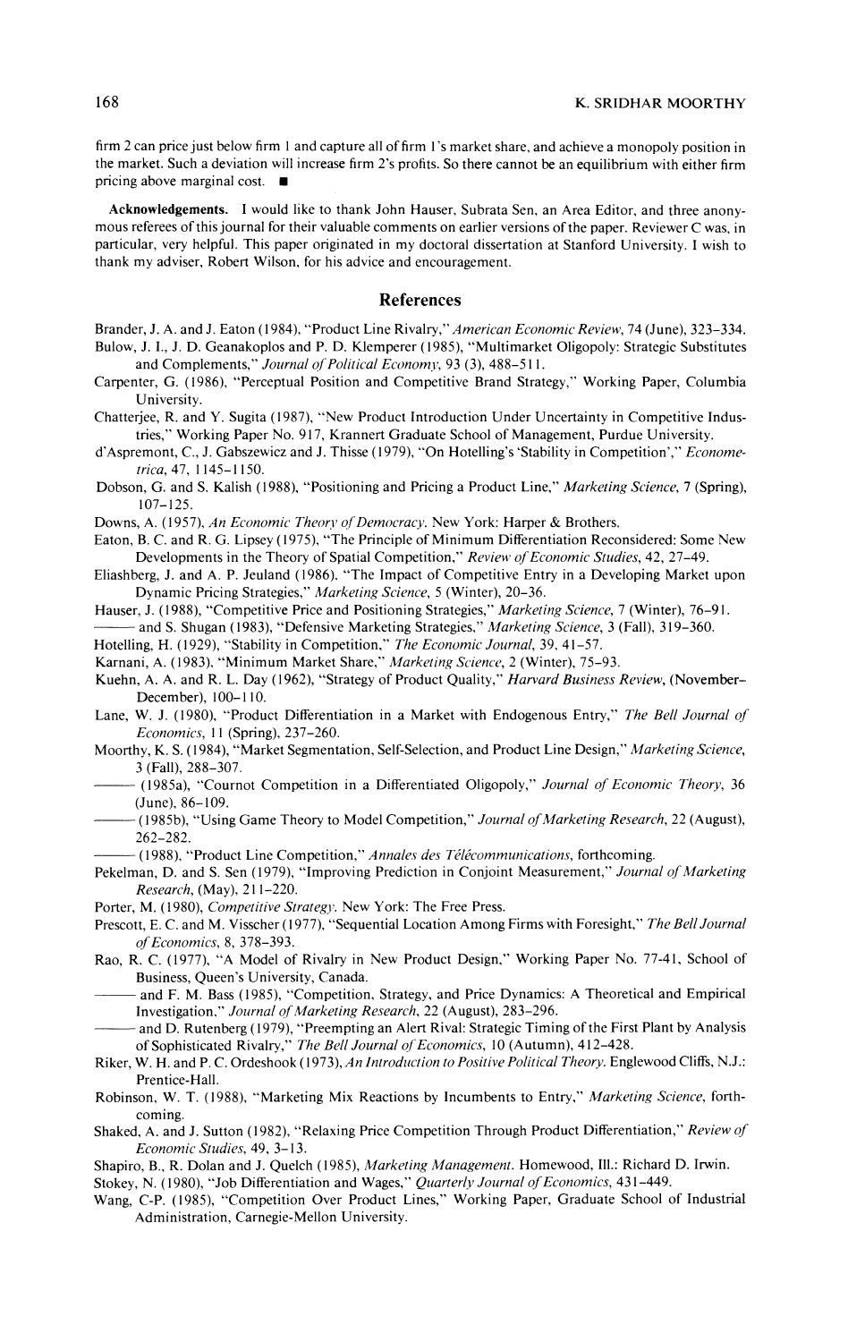firm 2 can price just below firm 1 and capture all of firm 1's market share, and achieve a monopoly position in the market. Such a deviation will increase firm 2's profits. So there cannot be an equilibrium with either firm pricing above marginal cost. ∎

**Acknowledgements.** I would like to thank John Hauser, Subrata Sen, an Area Editor, and three anonymous referees of this journal for their valuable comments on earlier versions of the paper. Reviewer C was, in particular, very helpful. This paper originated in my doctoral dissertation at Stanford University. I wish to thank my adviser, Robert Wilson, for his advice and encouragement.

## References

Brander, J. A. and J. Eaton (1984), "Product Line Rivalry," *American Economic Review*, 74 (June), 323–334.

Bulow, J. I., J. D. Geanakoplos and P. D. Klemperer (1985), "Multimarket Oligopoly: Strategic Substitutes and Complements," *Journal of Political Economy*, 93 (3), 488–511.

Carpenter, G. (1986), "Perceptual Position and Competitive Brand Strategy," Working Paper, Columbia University.

Chatterjee, R. and Y. Sugita (1987), "New Product Introduction Under Uncertainty in Competitive Industries," Working Paper No. 917, Krannert Graduate School of Management, Purdue University.

d'Aspremont, C., J. Gabszewicz and J. Thisse (1979), "On Hotelling's 'Stability in Competition'," *Econometrica*, 47, 1145–1150.

Dobson, G. and S. Kalish (1988), "Positioning and Pricing a Product Line," *Marketing Science*, 7 (Spring), 107–125.

Downs, A. (1957), *An Economic Theory of Democracy*. New York: Harper & Brothers.

Eaton, B. C. and R. G. Lipsey (1975), "The Principle of Minimum Differentiation Reconsidered: Some New Developments in the Theory of Spatial Competition," *Review of Economic Studies*, 42, 27–49.

Eliashberg, J. and A. P. Jeuland (1986), "The Impact of Competitive Entry in a Developing Market upon Dynamic Pricing Strategies," *Marketing Science*, 5 (Winter), 20–36.

Hauser, J. (1988), "Competitive Price and Positioning Strategies," *Marketing Science*, 7 (Winter), 76–91.

——— and S. Shugan (1983), "Defensive Marketing Strategies," *Marketing Science*, 3 (Fall), 319–360.

Hotelling, H. (1929), "Stability in Competition," *The Economic Journal*, 39, 41–57.

Karnani, A. (1983), "Minimum Market Share," *Marketing Science*, 2 (Winter), 75–93.

Kuehn, A. A. and R. L. Day (1962), "Strategy of Product Quality," *Harvard Business Review*, (November–December), 100–110.

Lane, W. J. (1980), "Product Differentiation in a Market with Endogenous Entry," *The Bell Journal of Economics*, 11 (Spring), 237–260.

Moorthy, K. S. (1984), "Market Segmentation, Self-Selection, and Product Line Design," *Marketing Science*, 3 (Fall), 288–307.

——— (1985a), "Cournot Competition in a Differentiated Oligopoly," *Journal of Economic Theory*, 36 (June), 86–109.

——— (1985b), "Using Game Theory to Model Competition," *Journal of Marketing Research*, 22 (August), 262–282.

——— (1988), "Product Line Competition," *Annales des Télécommunications*, forthcoming.

Pekelman, D. and S. Sen (1979), "Improving Prediction in Conjoint Measurement," *Journal of Marketing Research*, (May), 211–220.

Porter, M. (1980), *Competitive Strategy*. New York: The Free Press.

Prescott, E. C. and M. Visscher (1977), "Sequential Location Among Firms with Foresight," *The Bell Journal of Economics*, 8, 378–393.

Rao, R. C. (1977), "A Model of Rivalry in New Product Design," Working Paper No. 77-41, School of Business, Queen's University, Canada.

——— and F. M. Bass (1985), "Competition, Strategy, and Price Dynamics: A Theoretical and Empirical Investigation," *Journal of Marketing Research*, 22 (August), 283–296.

——— and D. Rutenberg (1979), "Preempting an Alert Rival: Strategic Timing of the First Plant by Analysis of Sophisticated Rivalry," *The Bell Journal of Economics*, 10 (Autumn), 412–428.

Riker, W. H. and P. C. Ordeshook (1973), *An Introduction to Positive Political Theory*. Englewood Cliffs, N.J.: Prentice-Hall.

Robinson, W. T. (1988), "Marketing Mix Reactions by Incumbents to Entry," *Marketing Science*, forthcoming.

Shaked, A. and J. Sutton (1982), "Relaxing Price Competition Through Product Differentiation," *Review of Economic Studies*, 49, 3–13.

Shapiro, B., R. Dolan and J. Quelch (1985), *Marketing Management*. Homewood, Ill.: Richard D. Irwin.

Stokey, N. (1980), "Job Differentiation and Wages," *Quarterly Journal of Economics*, 431–449.

Wang, C-P. (1985), "Competition Over Product Lines," Working Paper, Graduate School of Industrial Administration, Carnegie-Mellon University.